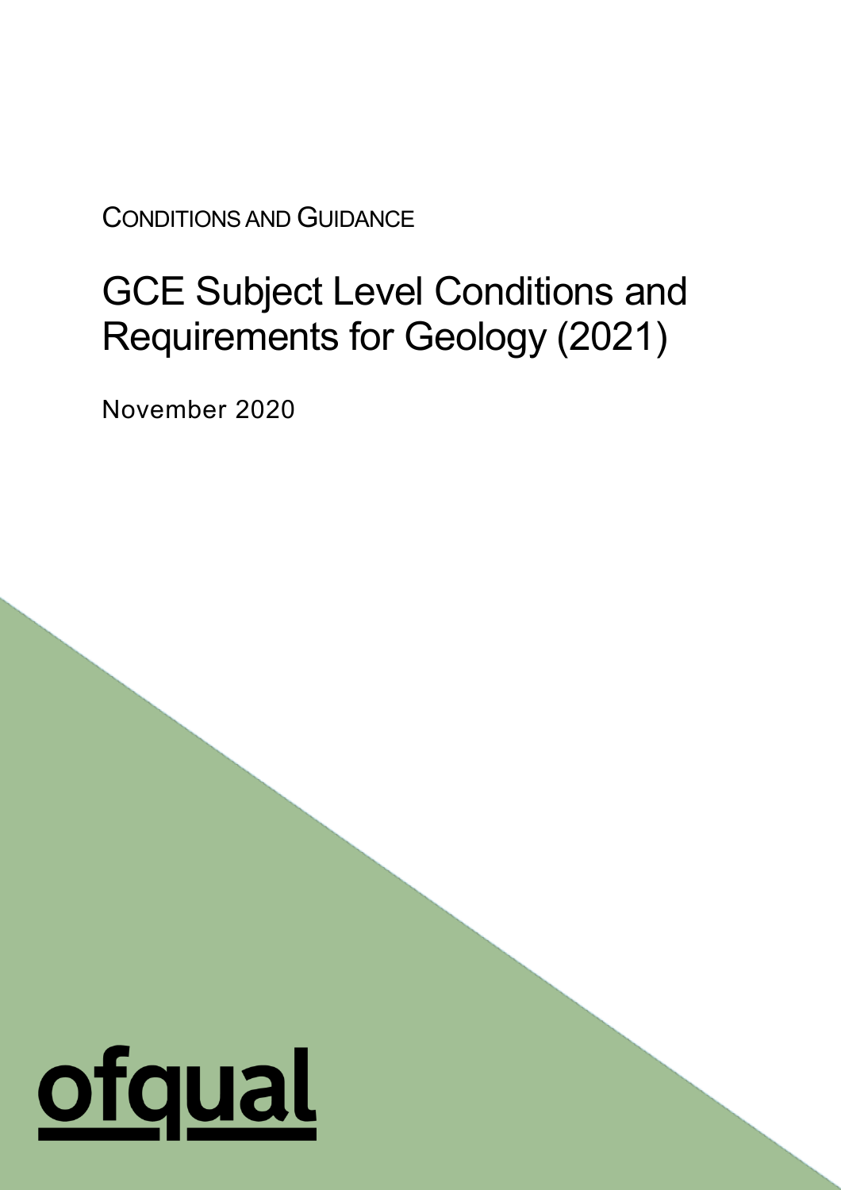CONDITIONS AND GUIDANCE

# GCE Subject Level Conditions and Requirements for Geology (2021)

November 2020

ofqual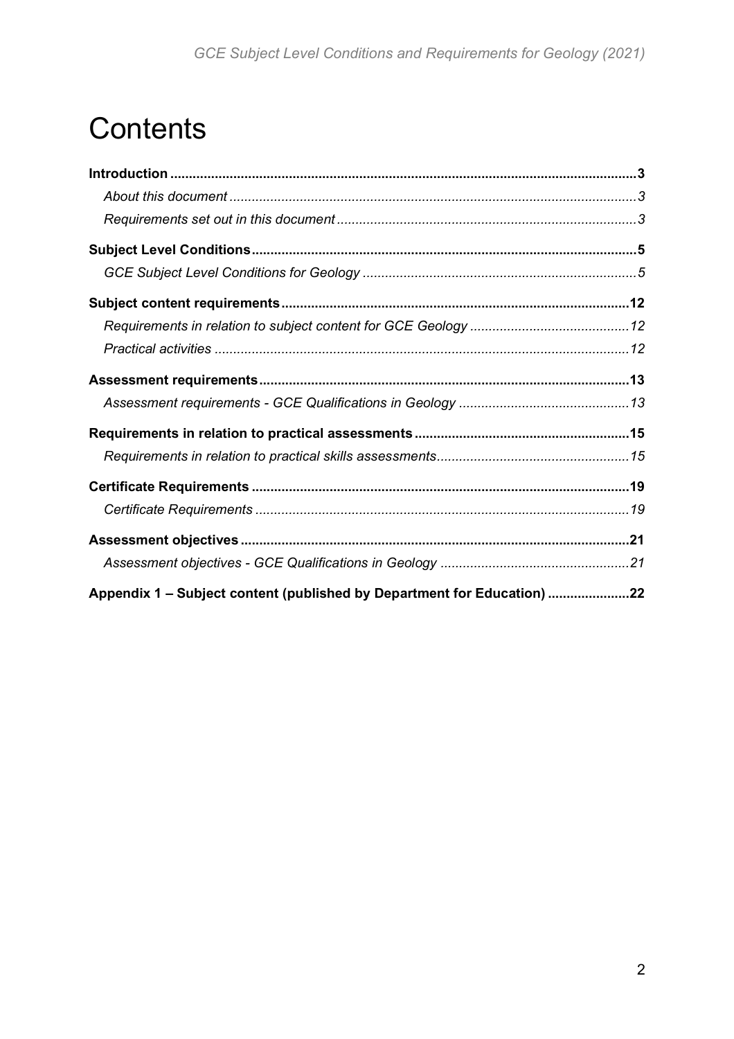# Contents

**Introduction** ............................................................................................................................ **3**

*About this document* ............................................................................................................ *3*

*Requirements set out in this document* ................................................................................ *3*

**Subject Level Conditions** ....................................................................................................... **5**

*GCE Subject Level Conditions for Geology* ......................................................................... *5*

**Subject content requirements** ............................................................................................. **12**

*Requirements in relation to subject content for GCE Geology* ........................................... *12*

*Practical activities* ............................................................................................................... *12*

**Assessment requirements** ................................................................................................... **13**

*Assessment requirements - GCE Qualifications in Geology* ............................................. *13*

**Requirements in relation to practical assessments** .......................................................... **15**

*Requirements in relation to practical skills assessments* ................................................... *15*

**Certificate Requirements** ..................................................................................................... **19**

*Certificate Requirements* .................................................................................................... *19*

**Assessment objectives** ........................................................................................................ **21**

*Assessment objectives - GCE Qualifications in Geology* .................................................. *21*

**Appendix 1 – Subject content (published by Department for Education)** ...................... **22**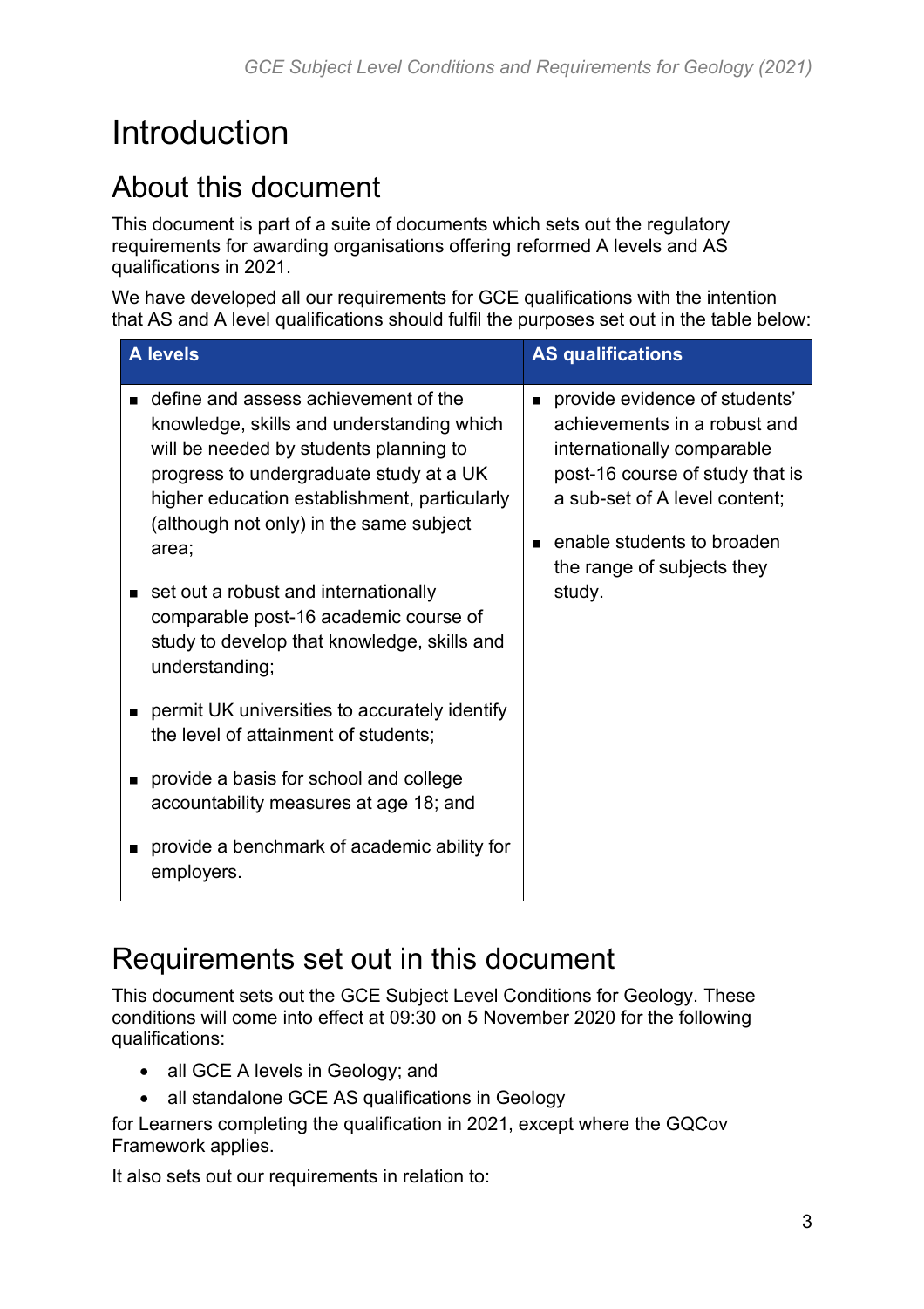# Introduction

## About this document

This document is part of a suite of documents which sets out the regulatory requirements for awarding organisations offering reformed A levels and AS qualifications in 2021.

We have developed all our requirements for GCE qualifications with the intention that AS and A level qualifications should fulfil the purposes set out in the table below:

| A levels | AS qualifications |
|---|---|
| ▪ define and assess achievement of the knowledge, skills and understanding which will be needed by students planning to progress to undergraduate study at a UK higher education establishment, particularly (although not only) in the same subject area;<br><br>▪ set out a robust and internationally comparable post-16 academic course of study to develop that knowledge, skills and understanding;<br><br>▪ permit UK universities to accurately identify the level of attainment of students;<br><br>▪ provide a basis for school and college accountability measures at age 18; and<br><br>▪ provide a benchmark of academic ability for employers. | ▪ provide evidence of students' achievements in a robust and internationally comparable post-16 course of study that is a sub-set of A level content;<br><br>▪ enable students to broaden the range of subjects they study. |

## Requirements set out in this document

This document sets out the GCE Subject Level Conditions for Geology. These conditions will come into effect at 09:30 on 5 November 2020 for the following qualifications:

- all GCE A levels in Geology; and
- all standalone GCE AS qualifications in Geology

for Learners completing the qualification in 2021, except where the GQCov Framework applies.

It also sets out our requirements in relation to: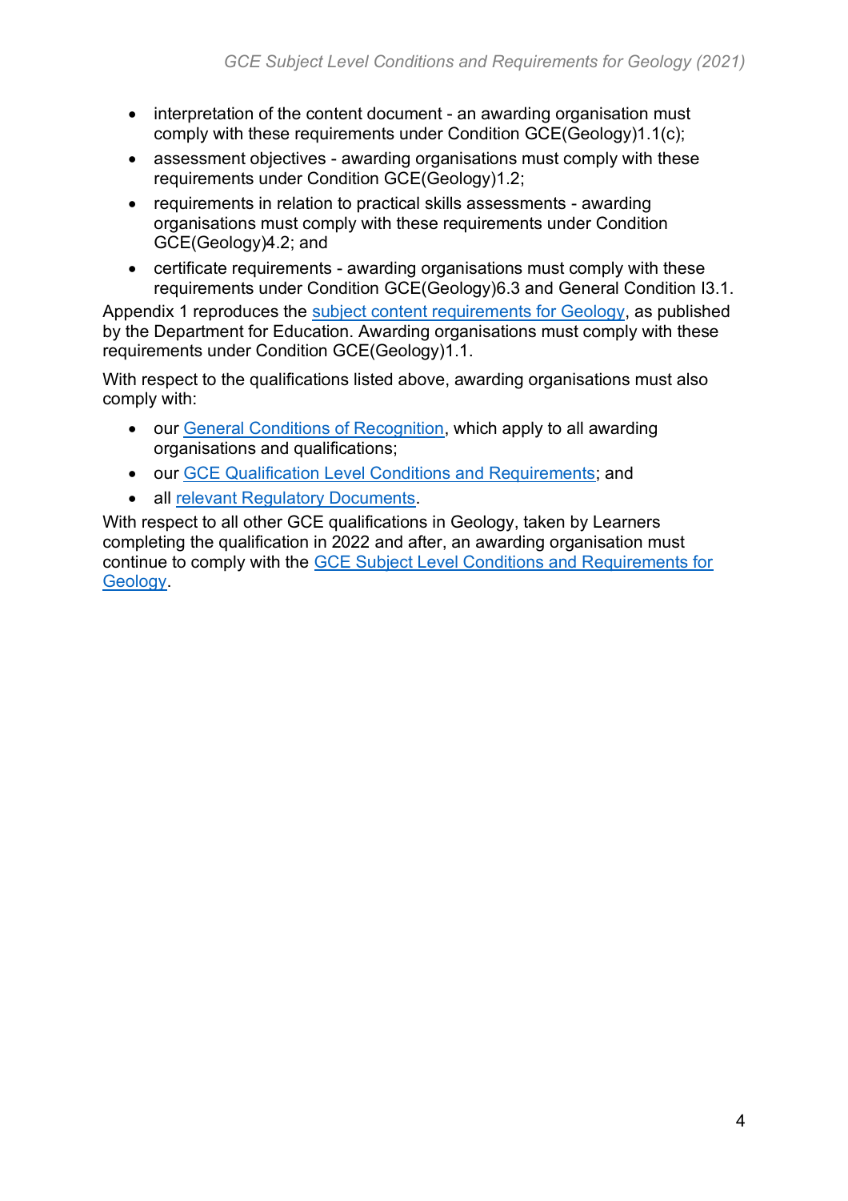- interpretation of the content document - an awarding organisation must comply with these requirements under Condition GCE(Geology)1.1(c);
- assessment objectives - awarding organisations must comply with these requirements under Condition GCE(Geology)1.2;
- requirements in relation to practical skills assessments - awarding organisations must comply with these requirements under Condition GCE(Geology)4.2; and
- certificate requirements - awarding organisations must comply with these requirements under Condition GCE(Geology)6.3 and General Condition I3.1.

Appendix 1 reproduces the subject content requirements for Geology, as published by the Department for Education. Awarding organisations must comply with these requirements under Condition GCE(Geology)1.1.

With respect to the qualifications listed above, awarding organisations must also comply with:

- our General Conditions of Recognition, which apply to all awarding organisations and qualifications;
- our GCE Qualification Level Conditions and Requirements; and
- all relevant Regulatory Documents.

With respect to all other GCE qualifications in Geology, taken by Learners completing the qualification in 2022 and after, an awarding organisation must continue to comply with the GCE Subject Level Conditions and Requirements for Geology.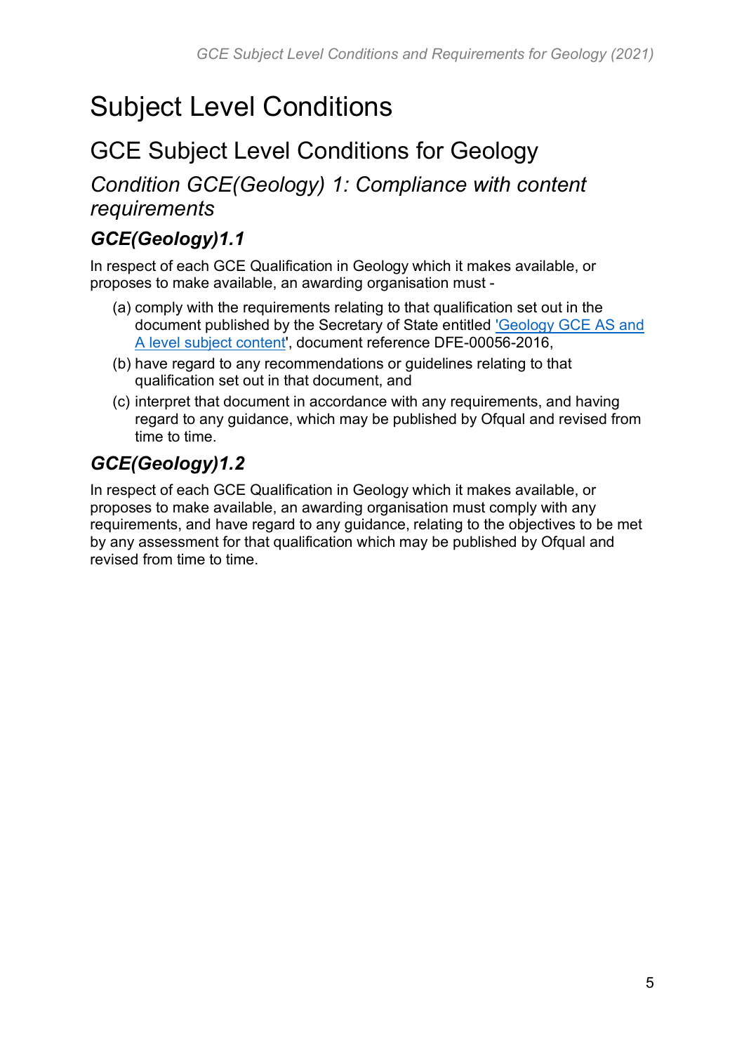# Subject Level Conditions

## GCE Subject Level Conditions for Geology

### *Condition GCE(Geology) 1: Compliance with content requirements*

#### ***GCE(Geology)1.1***

In respect of each GCE Qualification in Geology which it makes available, or proposes to make available, an awarding organisation must -

(a) comply with the requirements relating to that qualification set out in the document published by the Secretary of State entitled 'Geology GCE AS and A level subject content', document reference DFE-00056-2016,

(b) have regard to any recommendations or guidelines relating to that qualification set out in that document, and

(c) interpret that document in accordance with any requirements, and having regard to any guidance, which may be published by Ofqual and revised from time to time.

#### ***GCE(Geology)1.2***

In respect of each GCE Qualification in Geology which it makes available, or proposes to make available, an awarding organisation must comply with any requirements, and have regard to any guidance, relating to the objectives to be met by any assessment for that qualification which may be published by Ofqual and revised from time to time.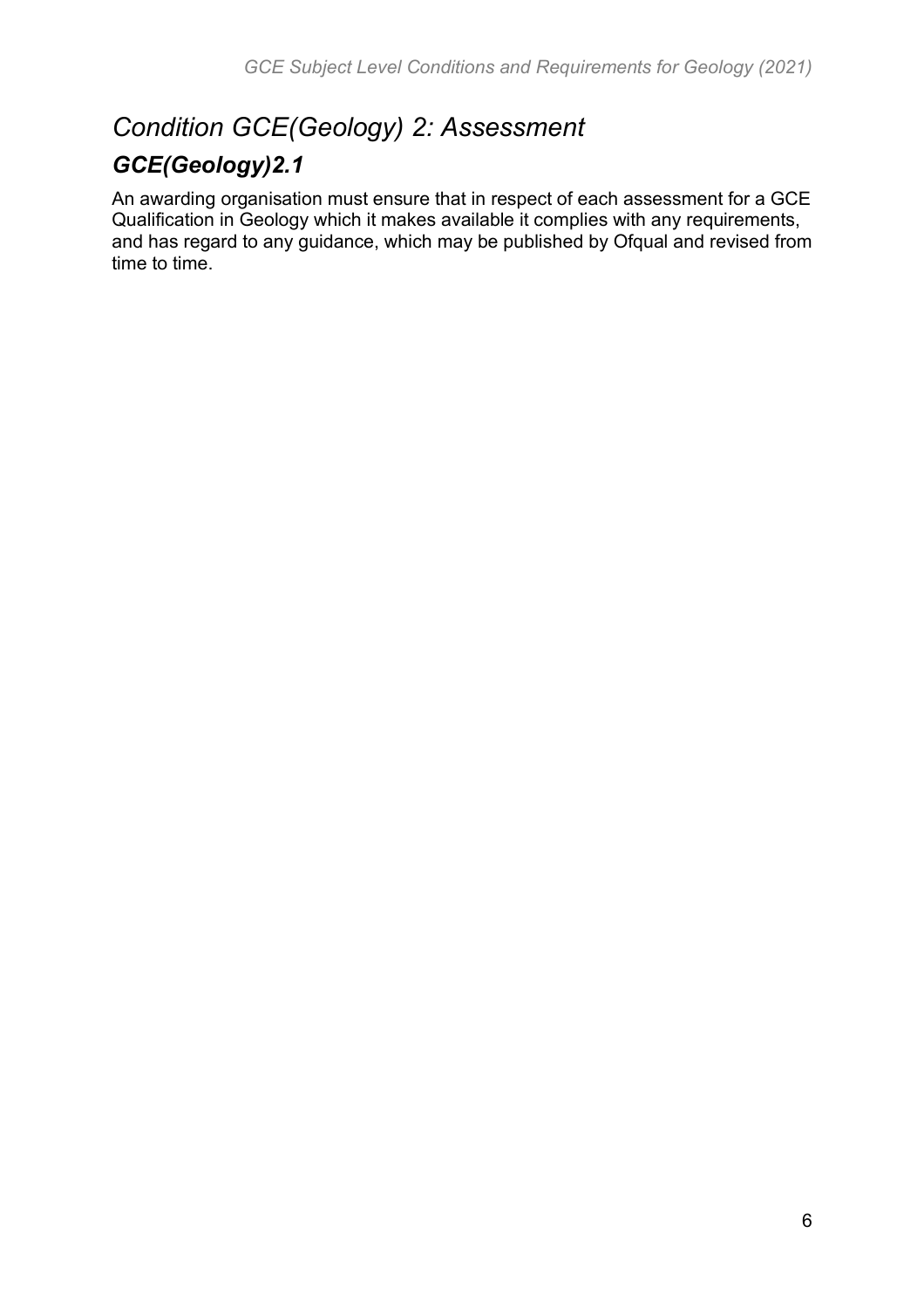## *Condition GCE(Geology) 2: Assessment*

### *GCE(Geology)2.1*

An awarding organisation must ensure that in respect of each assessment for a GCE Qualification in Geology which it makes available it complies with any requirements, and has regard to any guidance, which may be published by Ofqual and revised from time to time.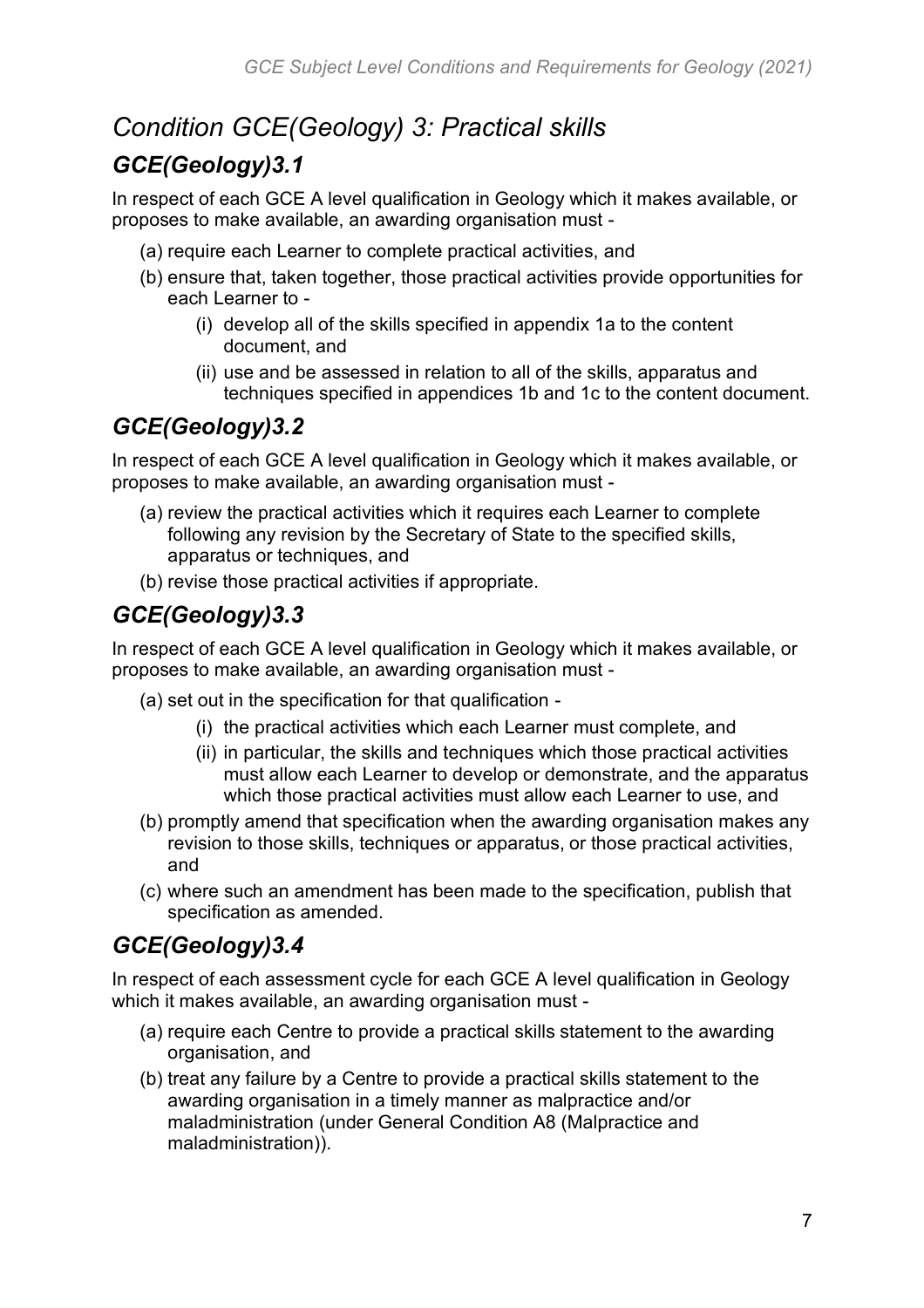# *Condition GCE(Geology) 3: Practical skills*

## *GCE(Geology)3.1*

In respect of each GCE A level qualification in Geology which it makes available, or proposes to make available, an awarding organisation must -

(a) require each Learner to complete practical activities, and

(b) ensure that, taken together, those practical activities provide opportunities for each Learner to -

  (i) develop all of the skills specified in appendix 1a to the content document, and

  (ii) use and be assessed in relation to all of the skills, apparatus and techniques specified in appendices 1b and 1c to the content document.

## *GCE(Geology)3.2*

In respect of each GCE A level qualification in Geology which it makes available, or proposes to make available, an awarding organisation must -

(a) review the practical activities which it requires each Learner to complete following any revision by the Secretary of State to the specified skills, apparatus or techniques, and

(b) revise those practical activities if appropriate.

## *GCE(Geology)3.3*

In respect of each GCE A level qualification in Geology which it makes available, or proposes to make available, an awarding organisation must -

(a) set out in the specification for that qualification -

  (i) the practical activities which each Learner must complete, and

  (ii) in particular, the skills and techniques which those practical activities must allow each Learner to develop or demonstrate, and the apparatus which those practical activities must allow each Learner to use, and

(b) promptly amend that specification when the awarding organisation makes any revision to those skills, techniques or apparatus, or those practical activities, and

(c) where such an amendment has been made to the specification, publish that specification as amended.

## *GCE(Geology)3.4*

In respect of each assessment cycle for each GCE A level qualification in Geology which it makes available, an awarding organisation must -

(a) require each Centre to provide a practical skills statement to the awarding organisation, and

(b) treat any failure by a Centre to provide a practical skills statement to the awarding organisation in a timely manner as malpractice and/or maladministration (under General Condition A8 (Malpractice and maladministration)).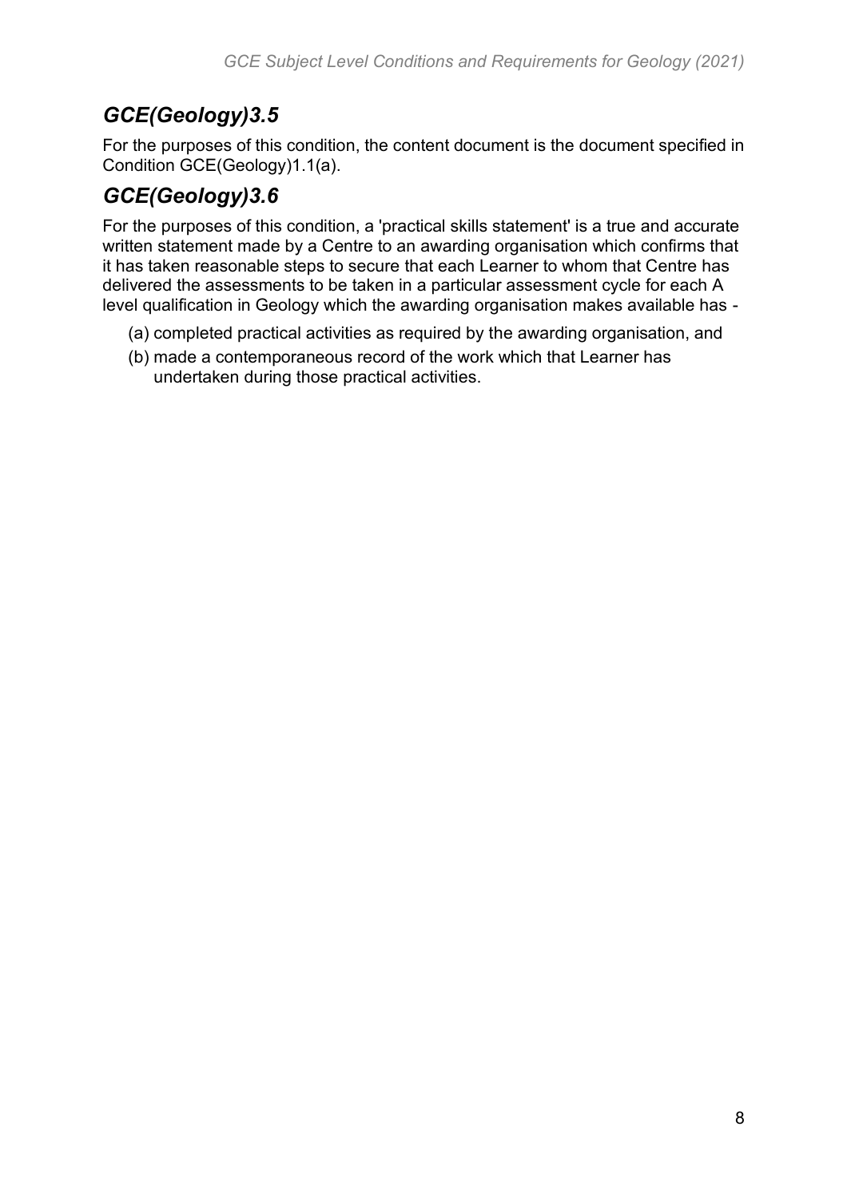## *GCE(Geology)3.5*

For the purposes of this condition, the content document is the document specified in Condition GCE(Geology)1.1(a).

## *GCE(Geology)3.6*

For the purposes of this condition, a 'practical skills statement' is a true and accurate written statement made by a Centre to an awarding organisation which confirms that it has taken reasonable steps to secure that each Learner to whom that Centre has delivered the assessments to be taken in a particular assessment cycle for each A level qualification in Geology which the awarding organisation makes available has -

(a) completed practical activities as required by the awarding organisation, and

(b) made a contemporaneous record of the work which that Learner has undertaken during those practical activities.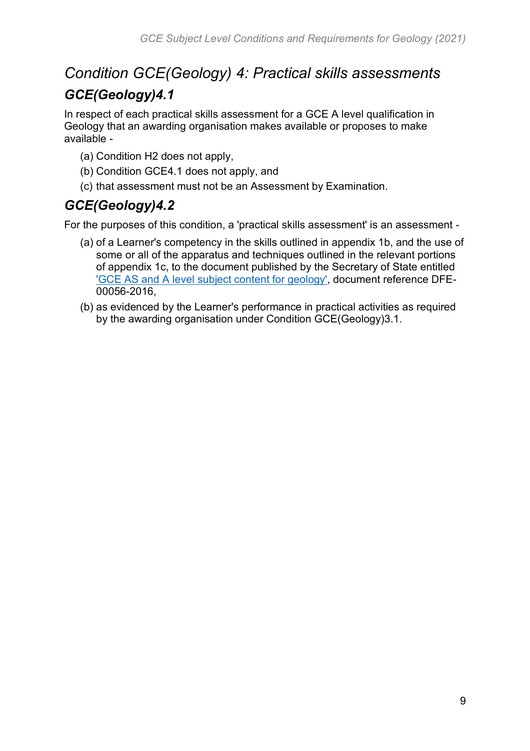## *Condition GCE(Geology) 4: Practical skills assessments*

### *GCE(Geology)4.1*

In respect of each practical skills assessment for a GCE A level qualification in Geology that an awarding organisation makes available or proposes to make available -

(a) Condition H2 does not apply,

(b) Condition GCE4.1 does not apply, and

(c) that assessment must not be an Assessment by Examination.

### *GCE(Geology)4.2*

For the purposes of this condition, a 'practical skills assessment' is an assessment -

(a) of a Learner's competency in the skills outlined in appendix 1b, and the use of some or all of the apparatus and techniques outlined in the relevant portions of appendix 1c, to the document published by the Secretary of State entitled 'GCE AS and A level subject content for geology', document reference DFE-00056-2016,

(b) as evidenced by the Learner's performance in practical activities as required by the awarding organisation under Condition GCE(Geology)3.1.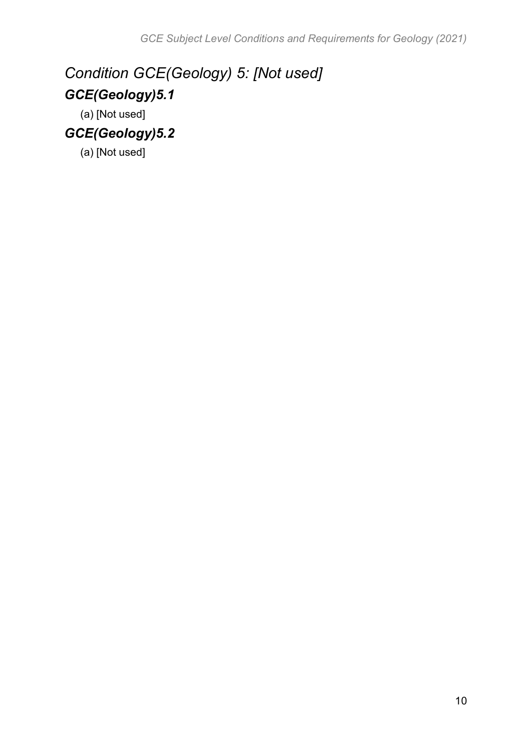## *Condition GCE(Geology) 5: [Not used]*

### ***GCE(Geology)5.1***

(a) [Not used]

### ***GCE(Geology)5.2***

(a) [Not used]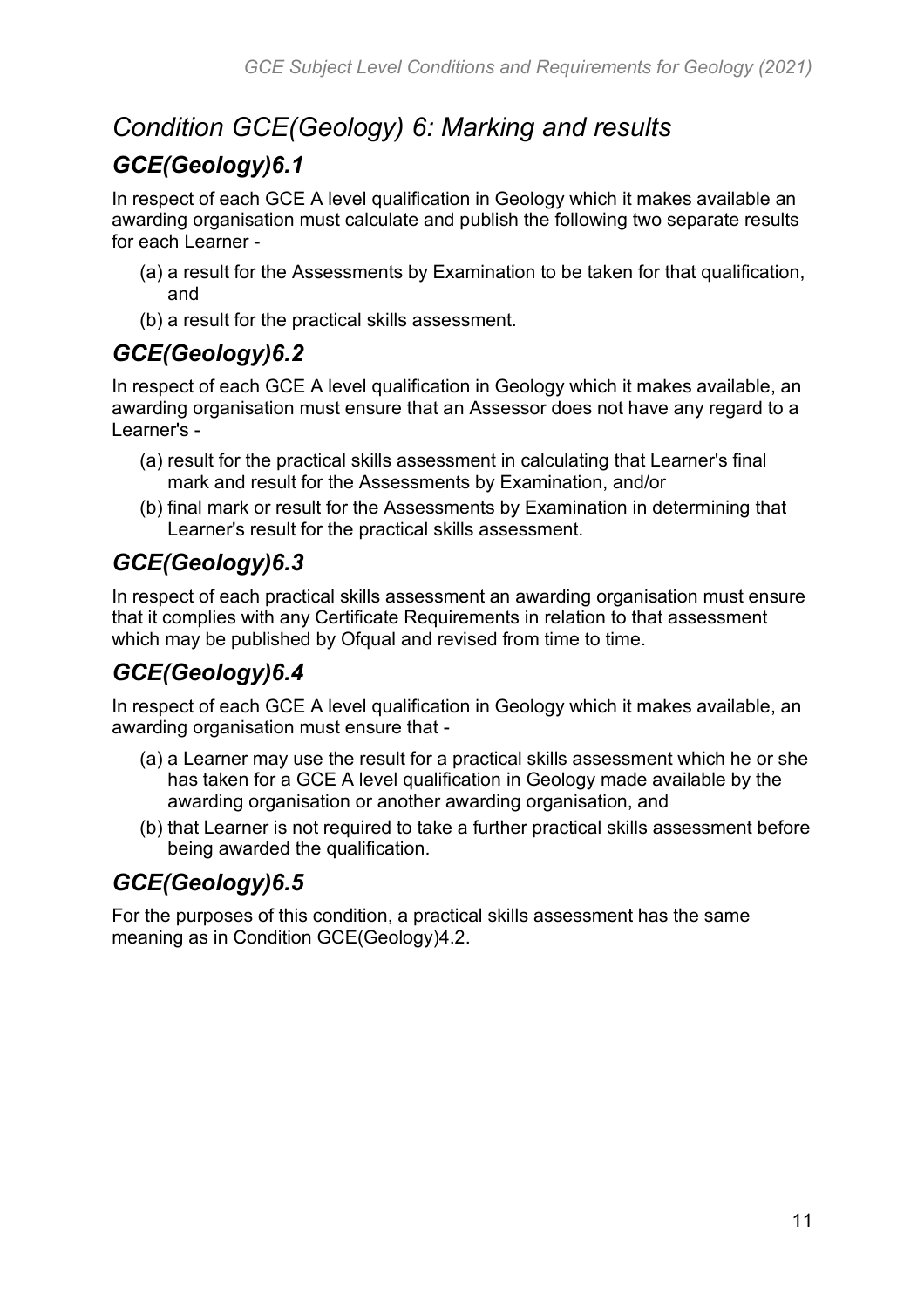## *Condition GCE(Geology) 6: Marking and results*

### *GCE(Geology)6.1*

In respect of each GCE A level qualification in Geology which it makes available an awarding organisation must calculate and publish the following two separate results for each Learner -

(a) a result for the Assessments by Examination to be taken for that qualification, and

(b) a result for the practical skills assessment.

### *GCE(Geology)6.2*

In respect of each GCE A level qualification in Geology which it makes available, an awarding organisation must ensure that an Assessor does not have any regard to a Learner's -

(a) result for the practical skills assessment in calculating that Learner's final mark and result for the Assessments by Examination, and/or

(b) final mark or result for the Assessments by Examination in determining that Learner's result for the practical skills assessment.

### *GCE(Geology)6.3*

In respect of each practical skills assessment an awarding organisation must ensure that it complies with any Certificate Requirements in relation to that assessment which may be published by Ofqual and revised from time to time.

### *GCE(Geology)6.4*

In respect of each GCE A level qualification in Geology which it makes available, an awarding organisation must ensure that -

(a) a Learner may use the result for a practical skills assessment which he or she has taken for a GCE A level qualification in Geology made available by the awarding organisation or another awarding organisation, and

(b) that Learner is not required to take a further practical skills assessment before being awarded the qualification.

### *GCE(Geology)6.5*

For the purposes of this condition, a practical skills assessment has the same meaning as in Condition GCE(Geology)4.2.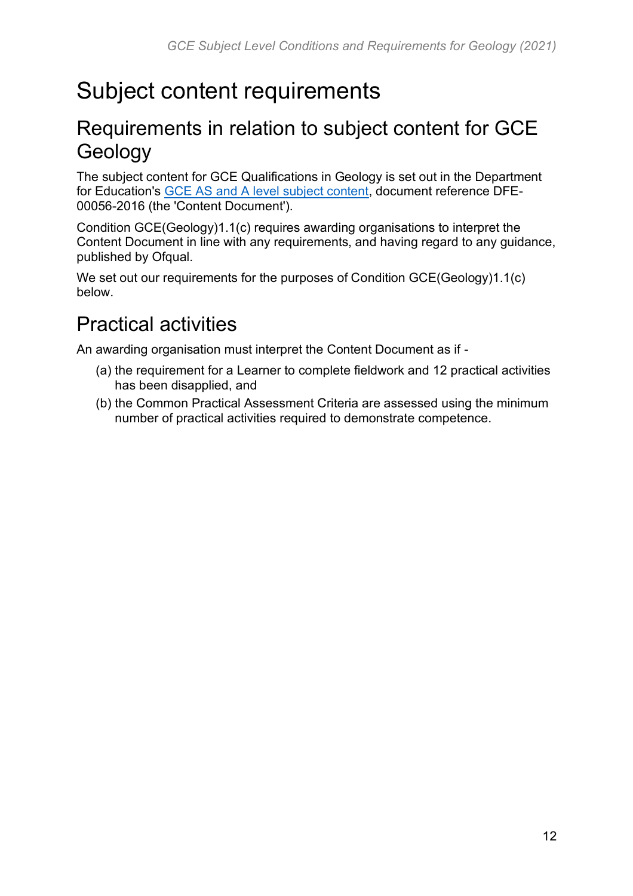# Subject content requirements

## Requirements in relation to subject content for GCE Geology

The subject content for GCE Qualifications in Geology is set out in the Department for Education's [GCE AS and A level subject content](), document reference DFE-00056-2016 (the 'Content Document').

Condition GCE(Geology)1.1(c) requires awarding organisations to interpret the Content Document in line with any requirements, and having regard to any guidance, published by Ofqual.

We set out our requirements for the purposes of Condition GCE(Geology)1.1(c) below.

## Practical activities

An awarding organisation must interpret the Content Document as if -

(a) the requirement for a Learner to complete fieldwork and 12 practical activities has been disapplied, and

(b) the Common Practical Assessment Criteria are assessed using the minimum number of practical activities required to demonstrate competence.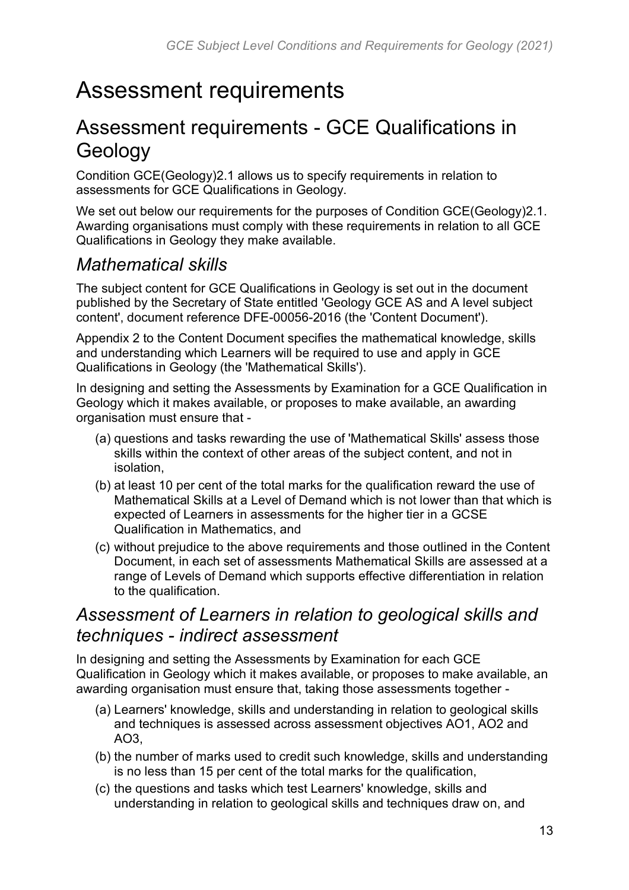# Assessment requirements

## Assessment requirements - GCE Qualifications in Geology

Condition GCE(Geology)2.1 allows us to specify requirements in relation to assessments for GCE Qualifications in Geology.

We set out below our requirements for the purposes of Condition GCE(Geology)2.1. Awarding organisations must comply with these requirements in relation to all GCE Qualifications in Geology they make available.

### *Mathematical skills*

The subject content for GCE Qualifications in Geology is set out in the document published by the Secretary of State entitled 'Geology GCE AS and A level subject content', document reference DFE-00056-2016 (the 'Content Document').

Appendix 2 to the Content Document specifies the mathematical knowledge, skills and understanding which Learners will be required to use and apply in GCE Qualifications in Geology (the 'Mathematical Skills').

In designing and setting the Assessments by Examination for a GCE Qualification in Geology which it makes available, or proposes to make available, an awarding organisation must ensure that -

(a) questions and tasks rewarding the use of 'Mathematical Skills' assess those skills within the context of other areas of the subject content, and not in isolation,

(b) at least 10 per cent of the total marks for the qualification reward the use of Mathematical Skills at a Level of Demand which is not lower than that which is expected of Learners in assessments for the higher tier in a GCSE Qualification in Mathematics, and

(c) without prejudice to the above requirements and those outlined in the Content Document, in each set of assessments Mathematical Skills are assessed at a range of Levels of Demand which supports effective differentiation in relation to the qualification.

### *Assessment of Learners in relation to geological skills and techniques - indirect assessment*

In designing and setting the Assessments by Examination for each GCE Qualification in Geology which it makes available, or proposes to make available, an awarding organisation must ensure that, taking those assessments together -

(a) Learners' knowledge, skills and understanding in relation to geological skills and techniques is assessed across assessment objectives AO1, AO2 and AO3,

(b) the number of marks used to credit such knowledge, skills and understanding is no less than 15 per cent of the total marks for the qualification,

(c) the questions and tasks which test Learners' knowledge, skills and understanding in relation to geological skills and techniques draw on, and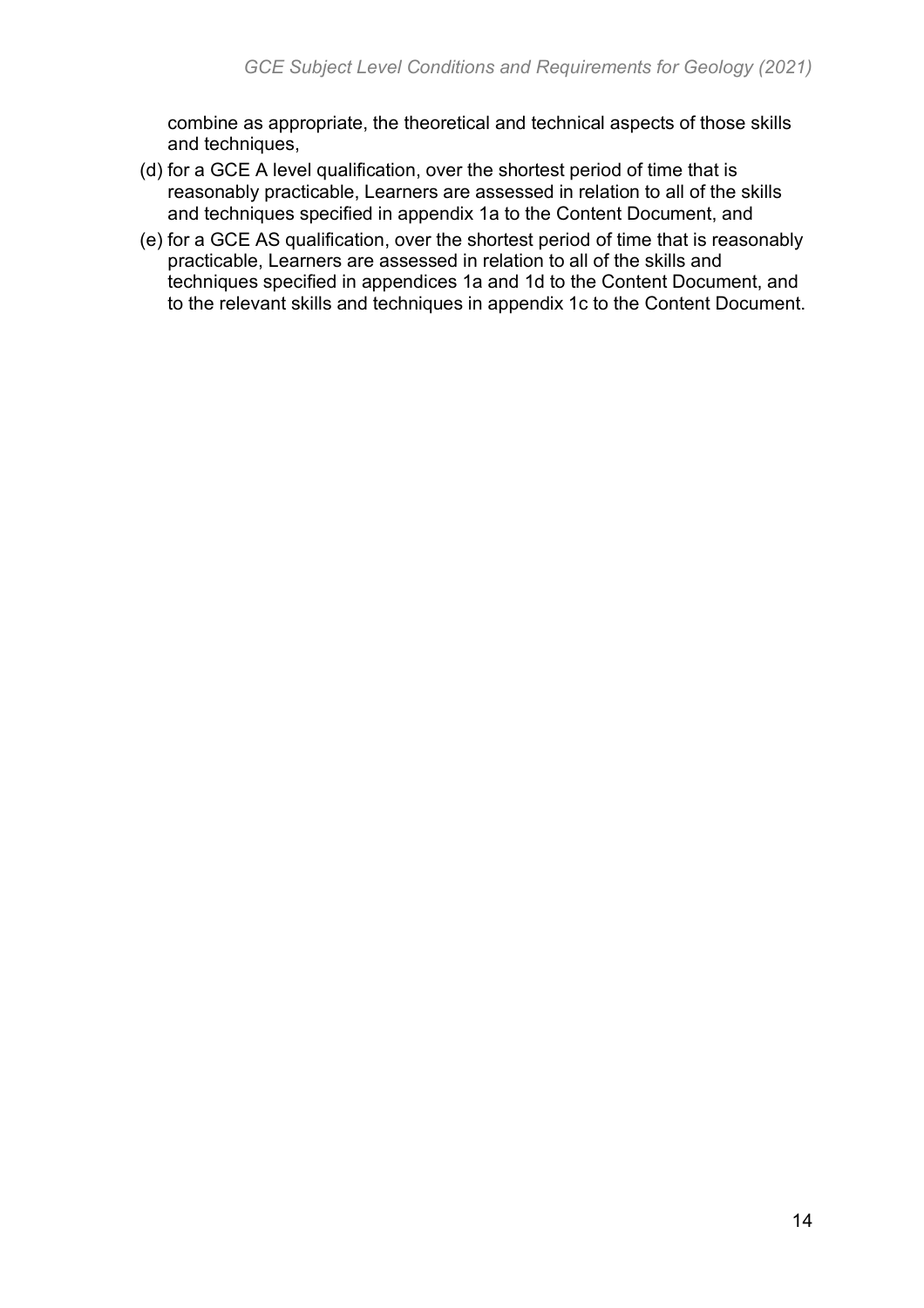combine as appropriate, the theoretical and technical aspects of those skills and techniques,

(d) for a GCE A level qualification, over the shortest period of time that is reasonably practicable, Learners are assessed in relation to all of the skills and techniques specified in appendix 1a to the Content Document, and

(e) for a GCE AS qualification, over the shortest period of time that is reasonably practicable, Learners are assessed in relation to all of the skills and techniques specified in appendices 1a and 1d to the Content Document, and to the relevant skills and techniques in appendix 1c to the Content Document.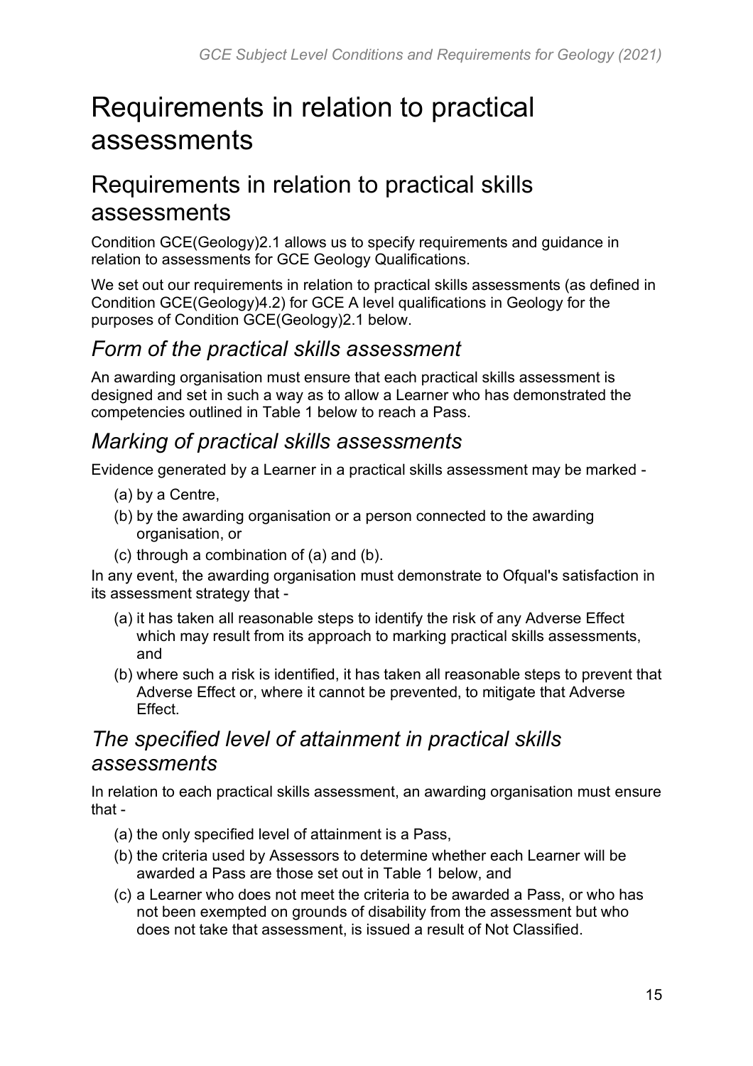# Requirements in relation to practical assessments

## Requirements in relation to practical skills assessments

Condition GCE(Geology)2.1 allows us to specify requirements and guidance in relation to assessments for GCE Geology Qualifications.

We set out our requirements in relation to practical skills assessments (as defined in Condition GCE(Geology)4.2) for GCE A level qualifications in Geology for the purposes of Condition GCE(Geology)2.1 below.

### *Form of the practical skills assessment*

An awarding organisation must ensure that each practical skills assessment is designed and set in such a way as to allow a Learner who has demonstrated the competencies outlined in Table 1 below to reach a Pass.

### *Marking of practical skills assessments*

Evidence generated by a Learner in a practical skills assessment may be marked -

(a) by a Centre,

(b) by the awarding organisation or a person connected to the awarding organisation, or

(c) through a combination of (a) and (b).

In any event, the awarding organisation must demonstrate to Ofqual's satisfaction in its assessment strategy that -

(a) it has taken all reasonable steps to identify the risk of any Adverse Effect which may result from its approach to marking practical skills assessments, and

(b) where such a risk is identified, it has taken all reasonable steps to prevent that Adverse Effect or, where it cannot be prevented, to mitigate that Adverse Effect.

### *The specified level of attainment in practical skills assessments*

In relation to each practical skills assessment, an awarding organisation must ensure that -

(a) the only specified level of attainment is a Pass,

(b) the criteria used by Assessors to determine whether each Learner will be awarded a Pass are those set out in Table 1 below, and

(c) a Learner who does not meet the criteria to be awarded a Pass, or who has not been exempted on grounds of disability from the assessment but who does not take that assessment, is issued a result of Not Classified.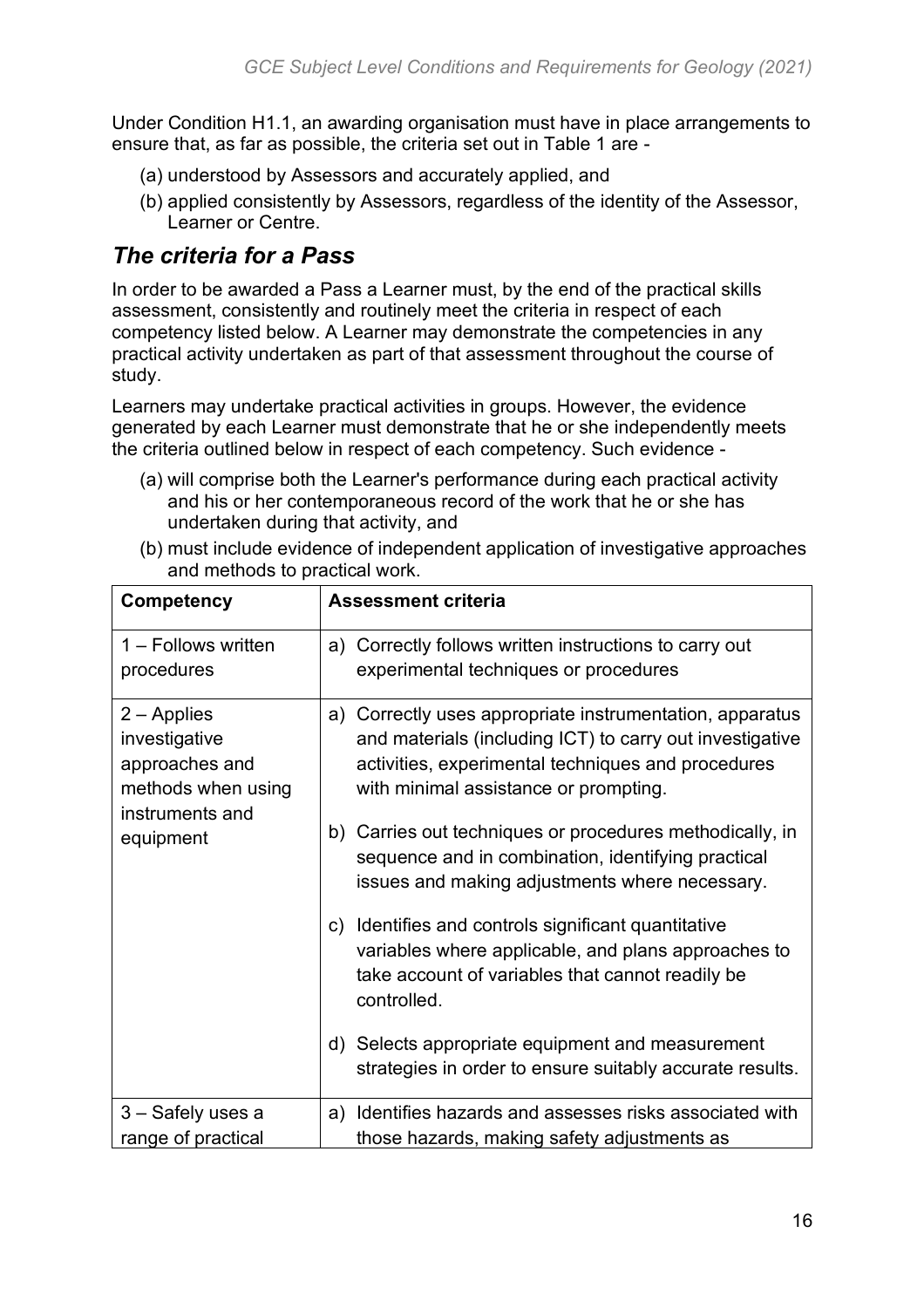Under Condition H1.1, an awarding organisation must have in place arrangements to ensure that, as far as possible, the criteria set out in Table 1 are -

(a) understood by Assessors and accurately applied, and
(b) applied consistently by Assessors, regardless of the identity of the Assessor, Learner or Centre.

## *The criteria for a Pass*

In order to be awarded a Pass a Learner must, by the end of the practical skills assessment, consistently and routinely meet the criteria in respect of each competency listed below. A Learner may demonstrate the competencies in any practical activity undertaken as part of that assessment throughout the course of study.

Learners may undertake practical activities in groups. However, the evidence generated by each Learner must demonstrate that he or she independently meets the criteria outlined below in respect of each competency. Such evidence -

(a) will comprise both the Learner's performance during each practical activity and his or her contemporaneous record of the work that he or she has undertaken during that activity, and
(b) must include evidence of independent application of investigative approaches and methods to practical work.

| Competency | Assessment criteria |
|---|---|
| 1 – Follows written procedures | a) Correctly follows written instructions to carry out experimental techniques or procedures |
| 2 – Applies investigative approaches and methods when using instruments and equipment | a) Correctly uses appropriate instrumentation, apparatus and materials (including ICT) to carry out investigative activities, experimental techniques and procedures with minimal assistance or prompting.<br><br>b) Carries out techniques or procedures methodically, in sequence and in combination, identifying practical issues and making adjustments where necessary.<br><br>c) Identifies and controls significant quantitative variables where applicable, and plans approaches to take account of variables that cannot readily be controlled.<br><br>d) Selects appropriate equipment and measurement strategies in order to ensure suitably accurate results. |
| 3 – Safely uses a range of practical | a) Identifies hazards and assesses risks associated with those hazards, making safety adjustments as |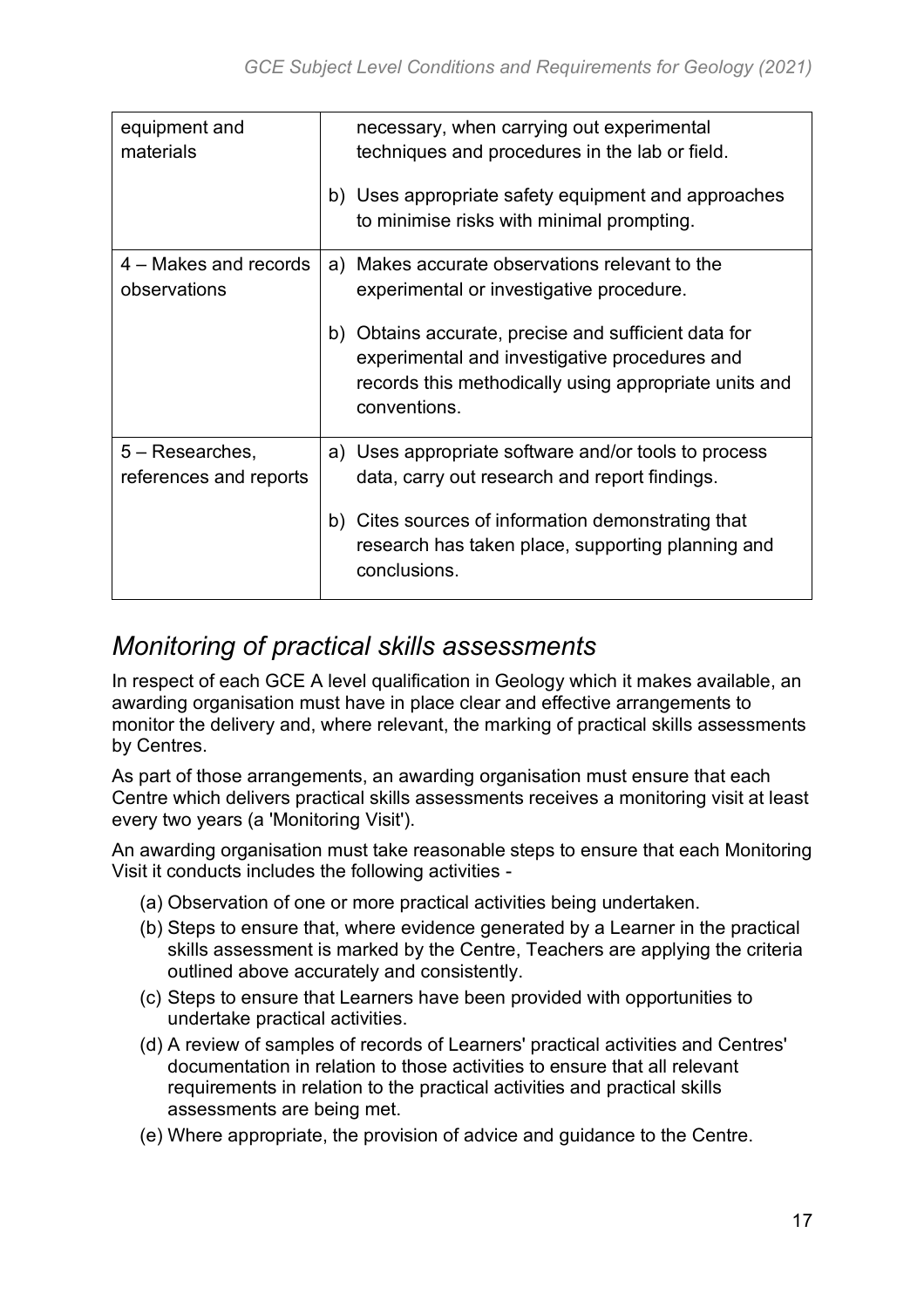| | |
|---|---|
| equipment and materials | necessary, when carrying out experimental techniques and procedures in the lab or field.<br><br>b) Uses appropriate safety equipment and approaches to minimise risks with minimal prompting. |
| 4 – Makes and records observations | a) Makes accurate observations relevant to the experimental or investigative procedure.<br><br>b) Obtains accurate, precise and sufficient data for experimental and investigative procedures and records this methodically using appropriate units and conventions. |
| 5 – Researches, references and reports | a) Uses appropriate software and/or tools to process data, carry out research and report findings.<br><br>b) Cites sources of information demonstrating that research has taken place, supporting planning and conclusions. |

## *Monitoring of practical skills assessments*

In respect of each GCE A level qualification in Geology which it makes available, an awarding organisation must have in place clear and effective arrangements to monitor the delivery and, where relevant, the marking of practical skills assessments by Centres.

As part of those arrangements, an awarding organisation must ensure that each Centre which delivers practical skills assessments receives a monitoring visit at least every two years (a 'Monitoring Visit').

An awarding organisation must take reasonable steps to ensure that each Monitoring Visit it conducts includes the following activities -

(a) Observation of one or more practical activities being undertaken.

(b) Steps to ensure that, where evidence generated by a Learner in the practical skills assessment is marked by the Centre, Teachers are applying the criteria outlined above accurately and consistently.

(c) Steps to ensure that Learners have been provided with opportunities to undertake practical activities.

(d) A review of samples of records of Learners' practical activities and Centres' documentation in relation to those activities to ensure that all relevant requirements in relation to the practical activities and practical skills assessments are being met.

(e) Where appropriate, the provision of advice and guidance to the Centre.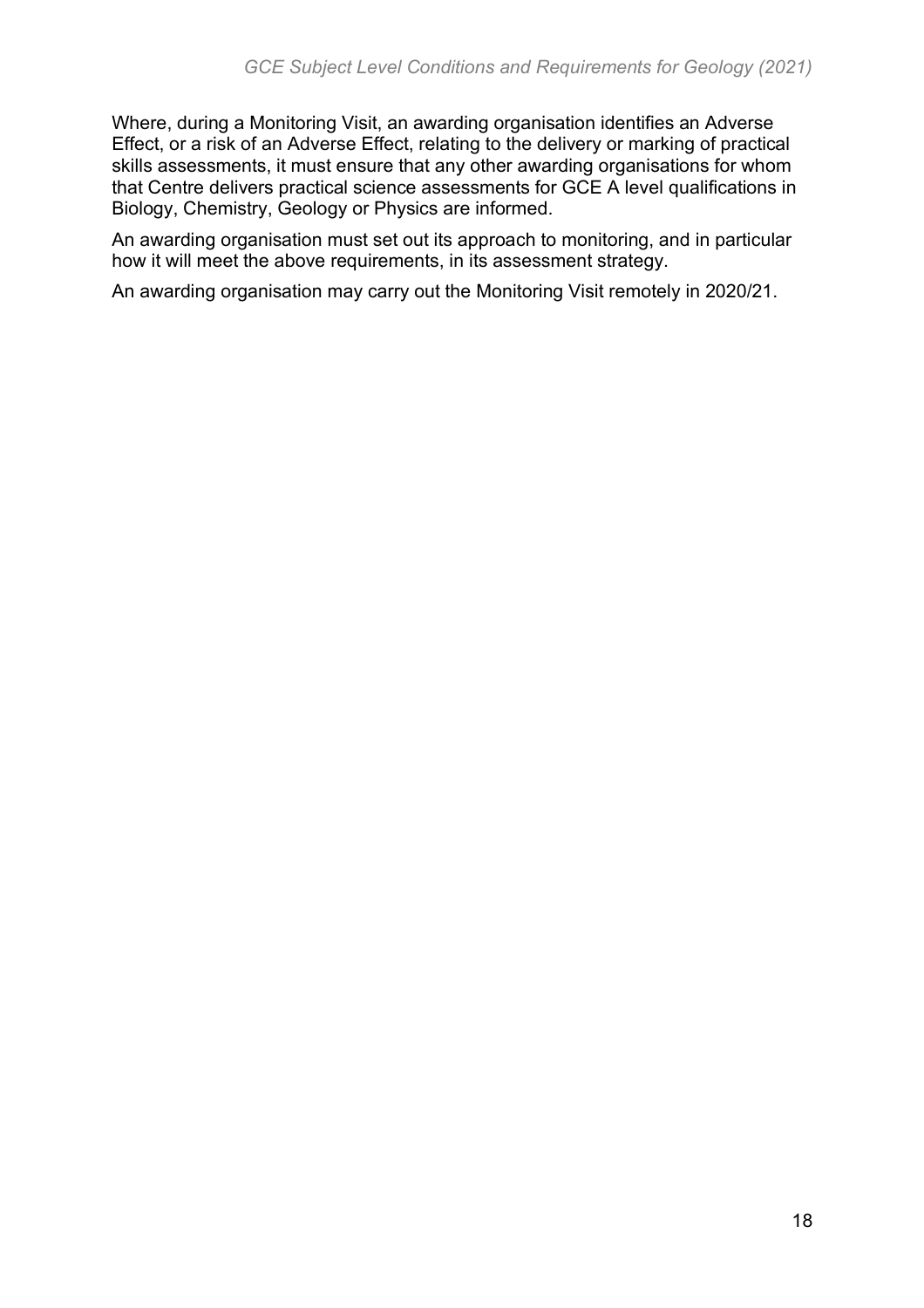Where, during a Monitoring Visit, an awarding organisation identifies an Adverse Effect, or a risk of an Adverse Effect, relating to the delivery or marking of practical skills assessments, it must ensure that any other awarding organisations for whom that Centre delivers practical science assessments for GCE A level qualifications in Biology, Chemistry, Geology or Physics are informed.

An awarding organisation must set out its approach to monitoring, and in particular how it will meet the above requirements, in its assessment strategy.

An awarding organisation may carry out the Monitoring Visit remotely in 2020/21.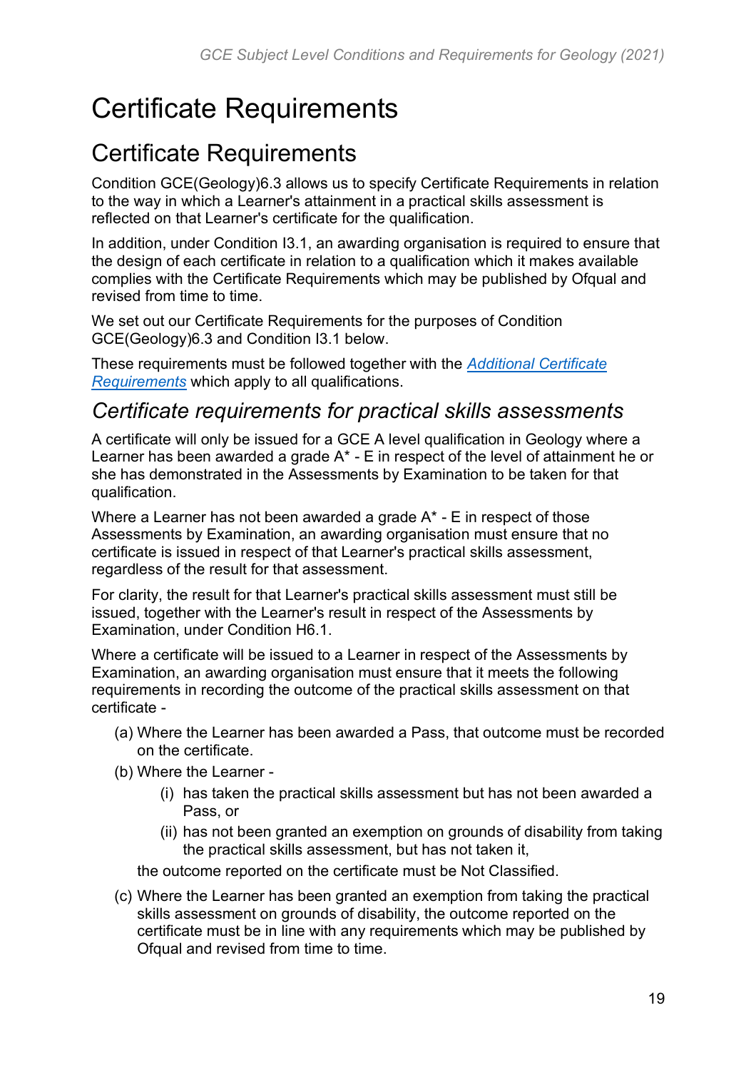# Certificate Requirements

## Certificate Requirements

Condition GCE(Geology)6.3 allows us to specify Certificate Requirements in relation to the way in which a Learner's attainment in a practical skills assessment is reflected on that Learner's certificate for the qualification.

In addition, under Condition I3.1, an awarding organisation is required to ensure that the design of each certificate in relation to a qualification which it makes available complies with the Certificate Requirements which may be published by Ofqual and revised from time to time.

We set out our Certificate Requirements for the purposes of Condition GCE(Geology)6.3 and Condition I3.1 below.

These requirements must be followed together with the *Additional Certificate Requirements* which apply to all qualifications.

### *Certificate requirements for practical skills assessments*

A certificate will only be issued for a GCE A level qualification in Geology where a Learner has been awarded a grade A* - E in respect of the level of attainment he or she has demonstrated in the Assessments by Examination to be taken for that qualification.

Where a Learner has not been awarded a grade A* - E in respect of those Assessments by Examination, an awarding organisation must ensure that no certificate is issued in respect of that Learner's practical skills assessment, regardless of the result for that assessment.

For clarity, the result for that Learner's practical skills assessment must still be issued, together with the Learner's result in respect of the Assessments by Examination, under Condition H6.1.

Where a certificate will be issued to a Learner in respect of the Assessments by Examination, an awarding organisation must ensure that it meets the following requirements in recording the outcome of the practical skills assessment on that certificate -

(a) Where the Learner has been awarded a Pass, that outcome must be recorded on the certificate.

(b) Where the Learner -

   (i) has taken the practical skills assessment but has not been awarded a Pass, or

   (ii) has not been granted an exemption on grounds of disability from taking the practical skills assessment, but has not taken it,

   the outcome reported on the certificate must be Not Classified.

(c) Where the Learner has been granted an exemption from taking the practical skills assessment on grounds of disability, the outcome reported on the certificate must be in line with any requirements which may be published by Ofqual and revised from time to time.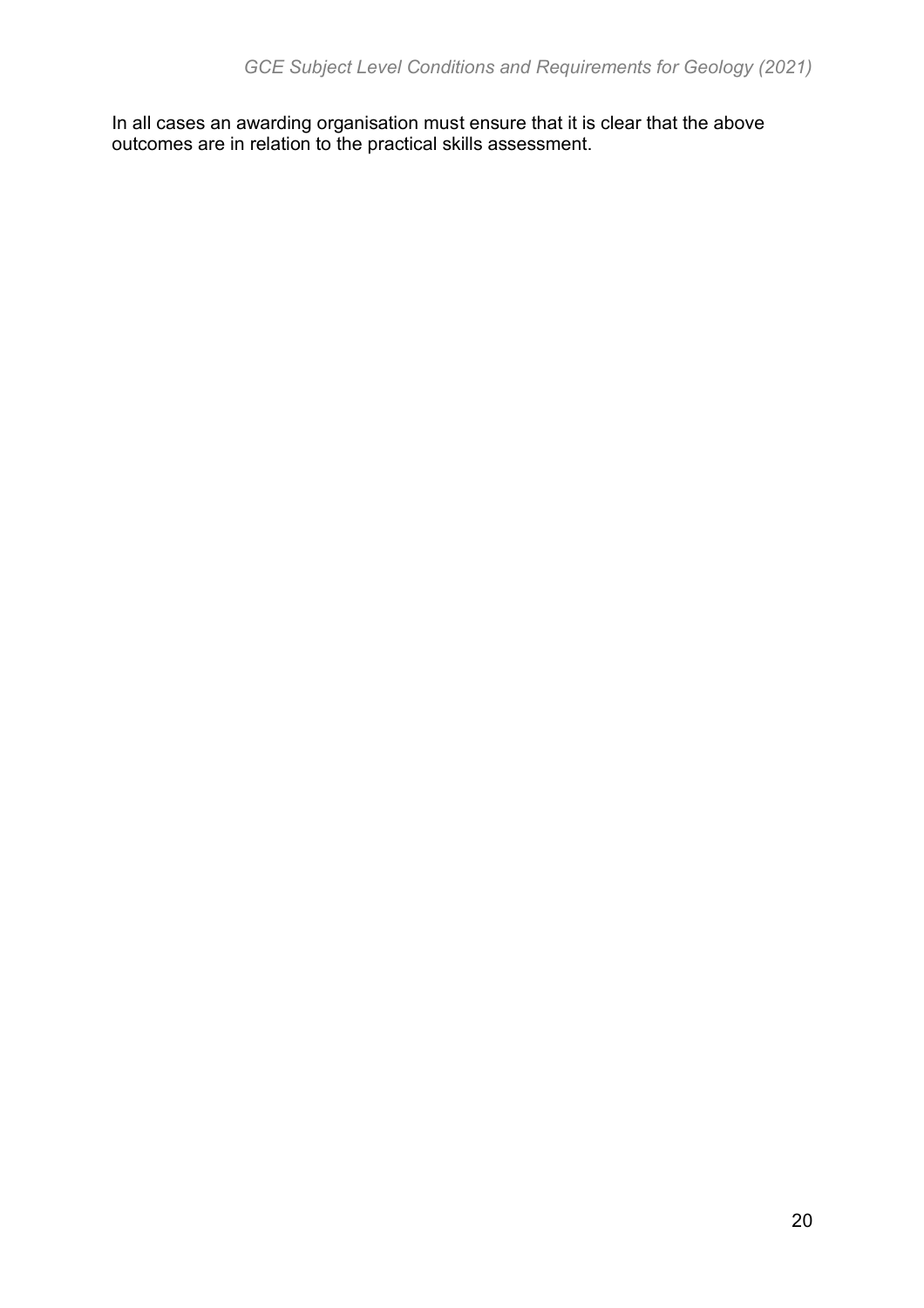In all cases an awarding organisation must ensure that it is clear that the above outcomes are in relation to the practical skills assessment.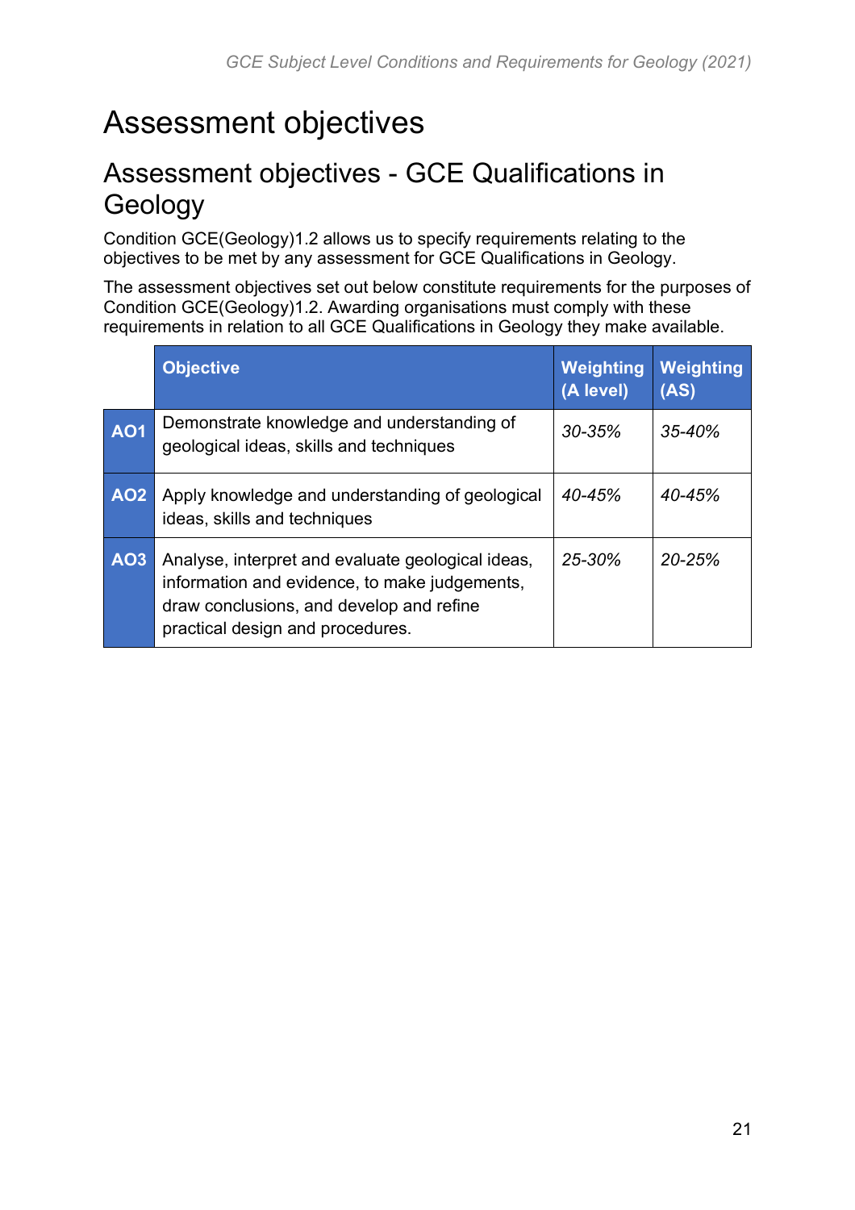# Assessment objectives

## Assessment objectives - GCE Qualifications in Geology

Condition GCE(Geology)1.2 allows us to specify requirements relating to the objectives to be met by any assessment for GCE Qualifications in Geology.

The assessment objectives set out below constitute requirements for the purposes of Condition GCE(Geology)1.2. Awarding organisations must comply with these requirements in relation to all GCE Qualifications in Geology they make available.

| | Objective | Weighting (A level) | Weighting (AS) |
|---|---|---|---|
| **AO1** | Demonstrate knowledge and understanding of geological ideas, skills and techniques | *30-35%* | *35-40%* |
| **AO2** | Apply knowledge and understanding of geological ideas, skills and techniques | *40-45%* | *40-45%* |
| **AO3** | Analyse, interpret and evaluate geological ideas, information and evidence, to make judgements, draw conclusions, and develop and refine practical design and procedures. | *25-30%* | *20-25%* |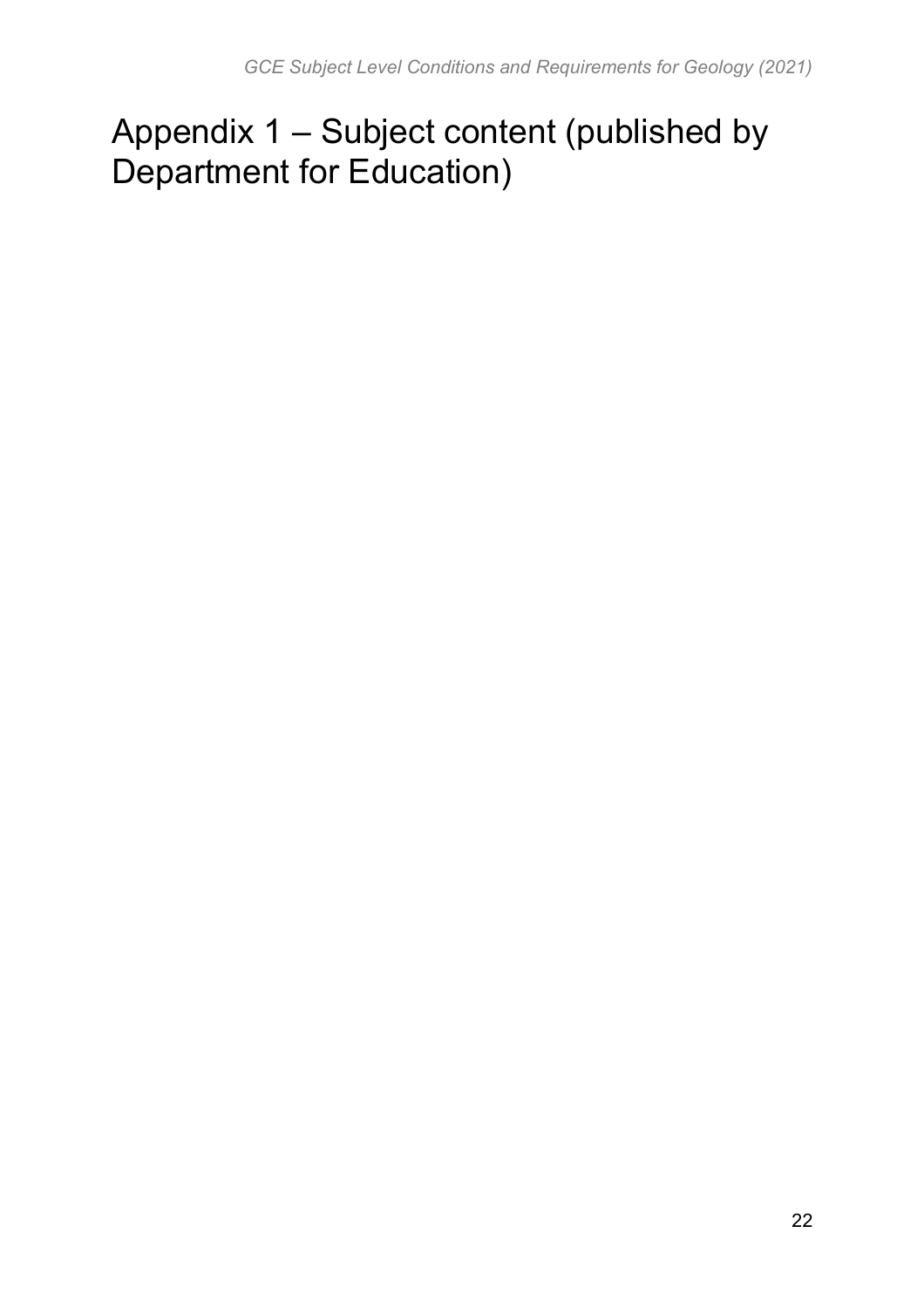# Appendix 1 – Subject content (published by Department for Education)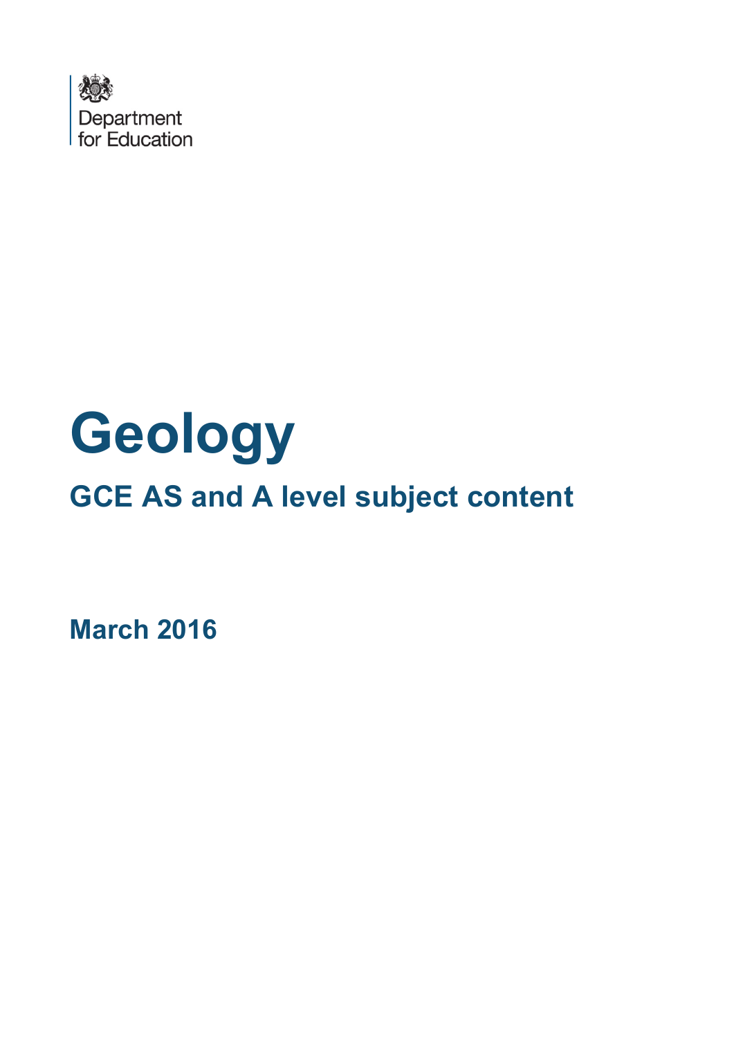Department for Education

# Geology

## GCE AS and A level subject content

**March 2016**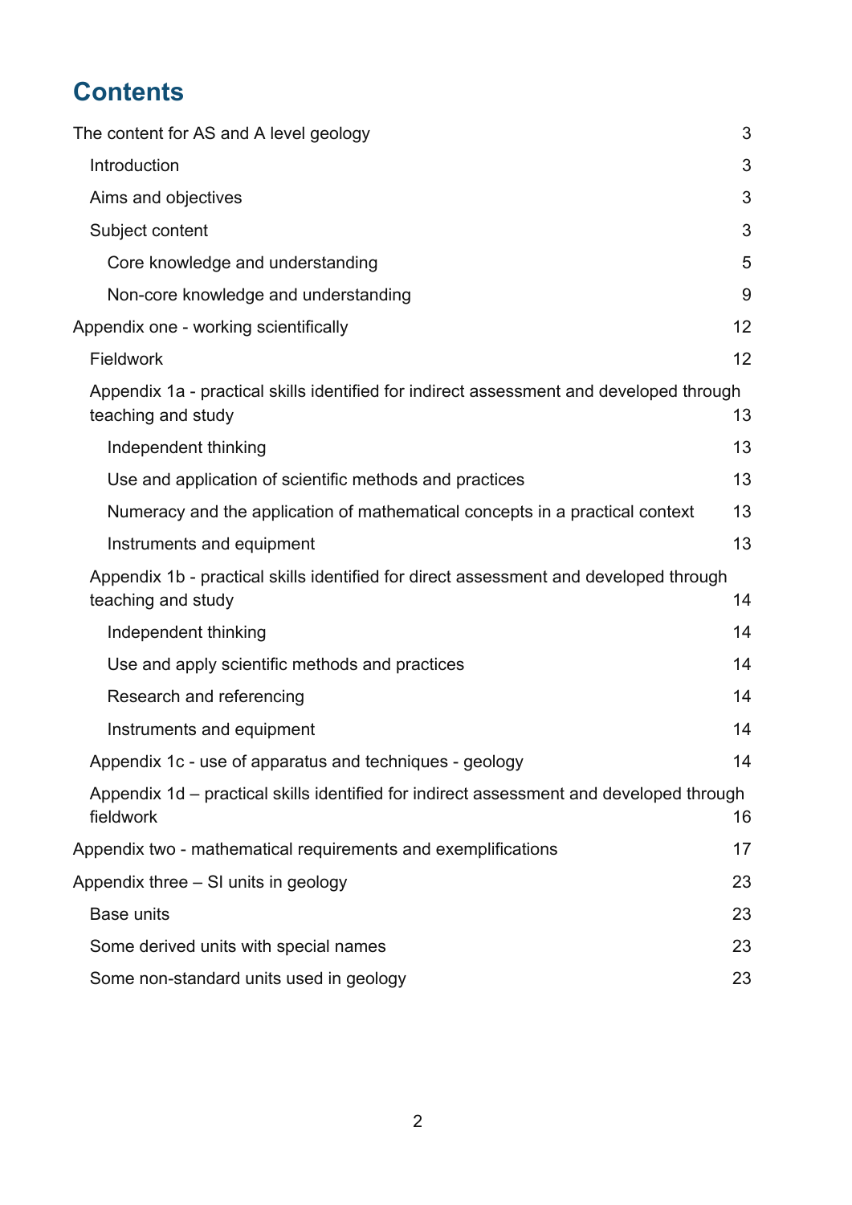# Contents

The content for AS and A level geology 3

- Introduction 3
- Aims and objectives 3
- Subject content 3
  - Core knowledge and understanding 5
  - Non-core knowledge and understanding 9

Appendix one - working scientifically 12

- Fieldwork 12
- Appendix 1a - practical skills identified for indirect assessment and developed through teaching and study 13
  - Independent thinking 13
  - Use and application of scientific methods and practices 13
  - Numeracy and the application of mathematical concepts in a practical context 13
  - Instruments and equipment 13
- Appendix 1b - practical skills identified for direct assessment and developed through teaching and study 14
  - Independent thinking 14
  - Use and apply scientific methods and practices 14
  - Research and referencing 14
  - Instruments and equipment 14
- Appendix 1c - use of apparatus and techniques - geology 14
- Appendix 1d – practical skills identified for indirect assessment and developed through fieldwork 16

Appendix two - mathematical requirements and exemplifications 17

Appendix three – SI units in geology 23

- Base units 23
- Some derived units with special names 23
- Some non-standard units used in geology 23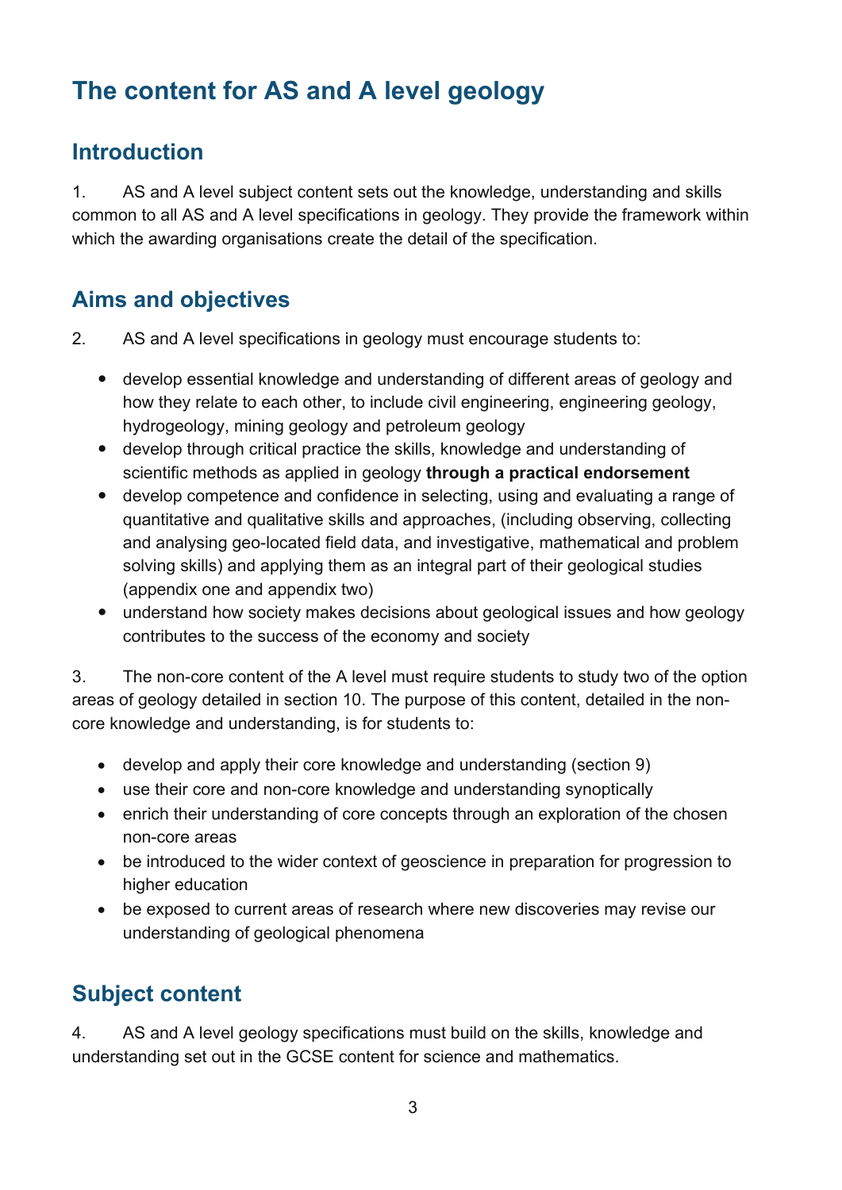# The content for AS and A level geology

## Introduction

1. AS and A level subject content sets out the knowledge, understanding and skills common to all AS and A level specifications in geology. They provide the framework within which the awarding organisations create the detail of the specification.

## Aims and objectives

2. AS and A level specifications in geology must encourage students to:

- develop essential knowledge and understanding of different areas of geology and how they relate to each other, to include civil engineering, engineering geology, hydrogeology, mining geology and petroleum geology
- develop through critical practice the skills, knowledge and understanding of scientific methods as applied in geology **through a practical endorsement**
- develop competence and confidence in selecting, using and evaluating a range of quantitative and qualitative skills and approaches, (including observing, collecting and analysing geo-located field data, and investigative, mathematical and problem solving skills) and applying them as an integral part of their geological studies (appendix one and appendix two)
- understand how society makes decisions about geological issues and how geology contributes to the success of the economy and society

3. The non-core content of the A level must require students to study two of the option areas of geology detailed in section 10. The purpose of this content, detailed in the non-core knowledge and understanding, is for students to:

- develop and apply their core knowledge and understanding (section 9)
- use their core and non-core knowledge and understanding synoptically
- enrich their understanding of core concepts through an exploration of the chosen non-core areas
- be introduced to the wider context of geoscience in preparation for progression to higher education
- be exposed to current areas of research where new discoveries may revise our understanding of geological phenomena

## Subject content

4. AS and A level geology specifications must build on the skills, knowledge and understanding set out in the GCSE content for science and mathematics.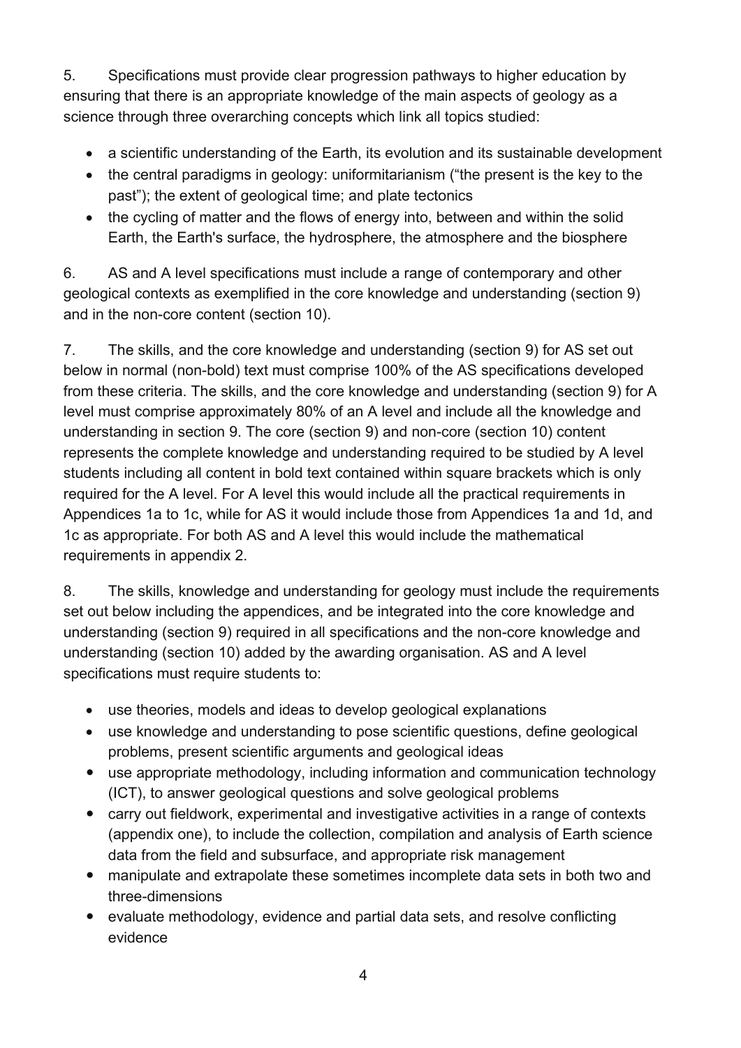5. Specifications must provide clear progression pathways to higher education by ensuring that there is an appropriate knowledge of the main aspects of geology as a science through three overarching concepts which link all topics studied:

- a scientific understanding of the Earth, its evolution and its sustainable development
- the central paradigms in geology: uniformitarianism ("the present is the key to the past"); the extent of geological time; and plate tectonics
- the cycling of matter and the flows of energy into, between and within the solid Earth, the Earth's surface, the hydrosphere, the atmosphere and the biosphere

6. AS and A level specifications must include a range of contemporary and other geological contexts as exemplified in the core knowledge and understanding (section 9) and in the non-core content (section 10).

7. The skills, and the core knowledge and understanding (section 9) for AS set out below in normal (non-bold) text must comprise 100% of the AS specifications developed from these criteria. The skills, and the core knowledge and understanding (section 9) for A level must comprise approximately 80% of an A level and include all the knowledge and understanding in section 9. The core (section 9) and non-core (section 10) content represents the complete knowledge and understanding required to be studied by A level students including all content in bold text contained within square brackets which is only required for the A level. For A level this would include all the practical requirements in Appendices 1a to 1c, while for AS it would include those from Appendices 1a and 1d, and 1c as appropriate. For both AS and A level this would include the mathematical requirements in appendix 2.

8. The skills, knowledge and understanding for geology must include the requirements set out below including the appendices, and be integrated into the core knowledge and understanding (section 9) required in all specifications and the non-core knowledge and understanding (section 10) added by the awarding organisation. AS and A level specifications must require students to:

- use theories, models and ideas to develop geological explanations
- use knowledge and understanding to pose scientific questions, define geological problems, present scientific arguments and geological ideas
- use appropriate methodology, including information and communication technology (ICT), to answer geological questions and solve geological problems
- carry out fieldwork, experimental and investigative activities in a range of contexts (appendix one), to include the collection, compilation and analysis of Earth science data from the field and subsurface, and appropriate risk management
- manipulate and extrapolate these sometimes incomplete data sets in both two and three-dimensions
- evaluate methodology, evidence and partial data sets, and resolve conflicting evidence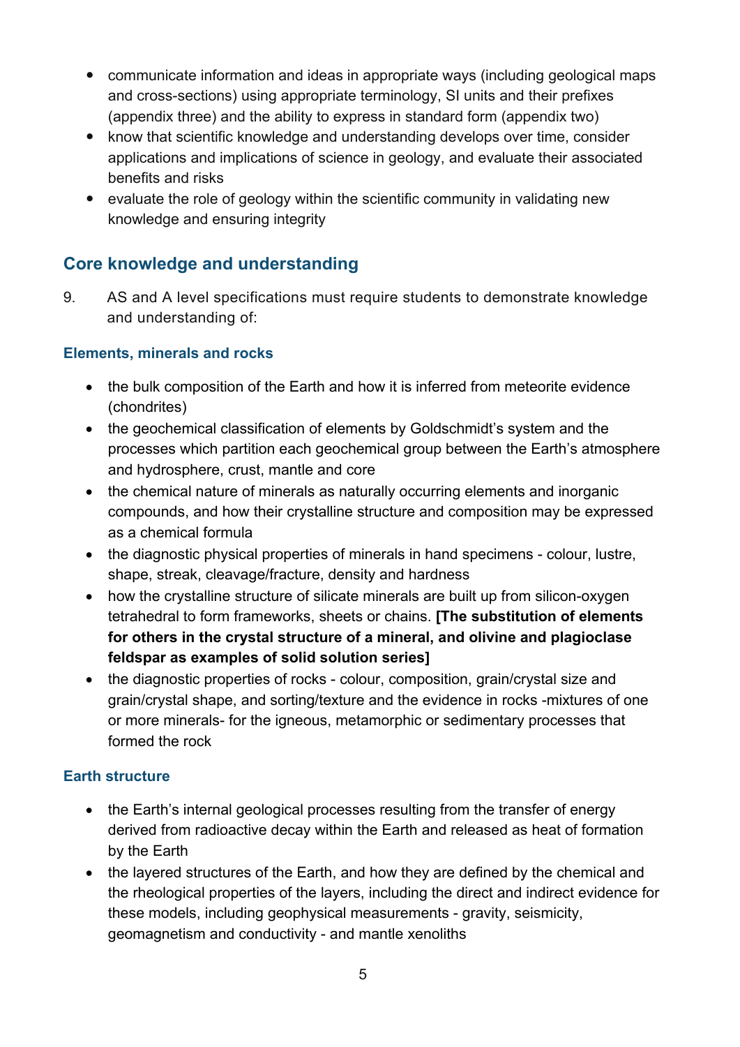- communicate information and ideas in appropriate ways (including geological maps and cross-sections) using appropriate terminology, SI units and their prefixes (appendix three) and the ability to express in standard form (appendix two)
- know that scientific knowledge and understanding develops over time, consider applications and implications of science in geology, and evaluate their associated benefits and risks
- evaluate the role of geology within the scientific community in validating new knowledge and ensuring integrity

## Core knowledge and understanding

9. AS and A level specifications must require students to demonstrate knowledge and understanding of:

### Elements, minerals and rocks

- the bulk composition of the Earth and how it is inferred from meteorite evidence (chondrites)
- the geochemical classification of elements by Goldschmidt's system and the processes which partition each geochemical group between the Earth's atmosphere and hydrosphere, crust, mantle and core
- the chemical nature of minerals as naturally occurring elements and inorganic compounds, and how their crystalline structure and composition may be expressed as a chemical formula
- the diagnostic physical properties of minerals in hand specimens - colour, lustre, shape, streak, cleavage/fracture, density and hardness
- how the crystalline structure of silicate minerals are built up from silicon-oxygen tetrahedral to form frameworks, sheets or chains. **[The substitution of elements for others in the crystal structure of a mineral, and olivine and plagioclase feldspar as examples of solid solution series]**
- the diagnostic properties of rocks - colour, composition, grain/crystal size and grain/crystal shape, and sorting/texture and the evidence in rocks -mixtures of one or more minerals- for the igneous, metamorphic or sedimentary processes that formed the rock

### Earth structure

- the Earth's internal geological processes resulting from the transfer of energy derived from radioactive decay within the Earth and released as heat of formation by the Earth
- the layered structures of the Earth, and how they are defined by the chemical and the rheological properties of the layers, including the direct and indirect evidence for these models, including geophysical measurements - gravity, seismicity, geomagnetism and conductivity - and mantle xenoliths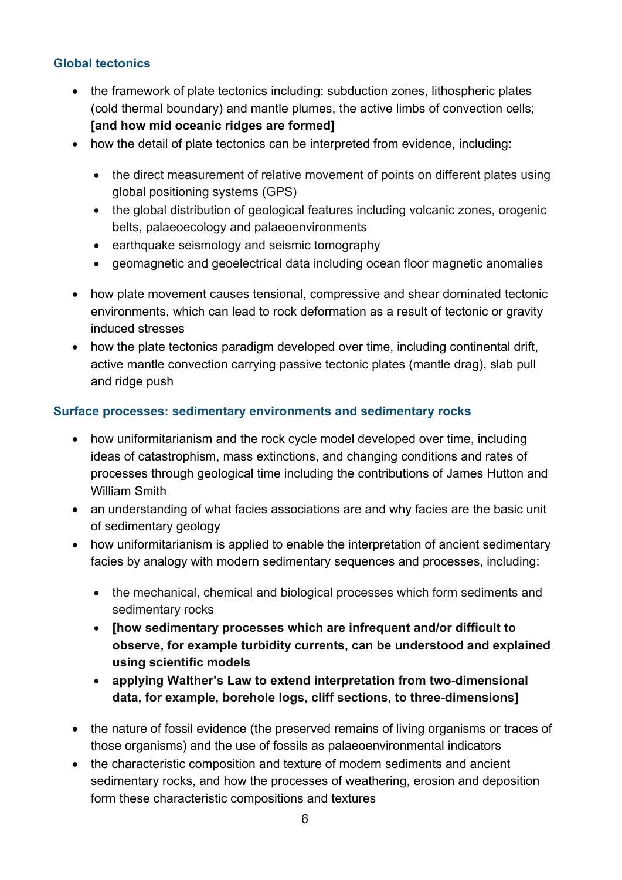### Global tectonics

- the framework of plate tectonics including: subduction zones, lithospheric plates (cold thermal boundary) and mantle plumes, the active limbs of convection cells; **[and how mid oceanic ridges are formed]**
- how the detail of plate tectonics can be interpreted from evidence, including:
  - the direct measurement of relative movement of points on different plates using global positioning systems (GPS)
  - the global distribution of geological features including volcanic zones, orogenic belts, palaeoecology and palaeoenvironments
  - earthquake seismology and seismic tomography
  - geomagnetic and geoelectrical data including ocean floor magnetic anomalies
- how plate movement causes tensional, compressive and shear dominated tectonic environments, which can lead to rock deformation as a result of tectonic or gravity induced stresses
- how the plate tectonics paradigm developed over time, including continental drift, active mantle convection carrying passive tectonic plates (mantle drag), slab pull and ridge push

### Surface processes: sedimentary environments and sedimentary rocks

- how uniformitarianism and the rock cycle model developed over time, including ideas of catastrophism, mass extinctions, and changing conditions and rates of processes through geological time including the contributions of James Hutton and William Smith
- an understanding of what facies associations are and why facies are the basic unit of sedimentary geology
- how uniformitarianism is applied to enable the interpretation of ancient sedimentary facies by analogy with modern sedimentary sequences and processes, including:
  - the mechanical, chemical and biological processes which form sediments and sedimentary rocks
  - **[how sedimentary processes which are infrequent and/or difficult to observe, for example turbidity currents, can be understood and explained using scientific models**
  - **applying Walther's Law to extend interpretation from two-dimensional data, for example, borehole logs, cliff sections, to three-dimensions]**
- the nature of fossil evidence (the preserved remains of living organisms or traces of those organisms) and the use of fossils as palaeoenvironmental indicators
- the characteristic composition and texture of modern sediments and ancient sedimentary rocks, and how the processes of weathering, erosion and deposition form these characteristic compositions and textures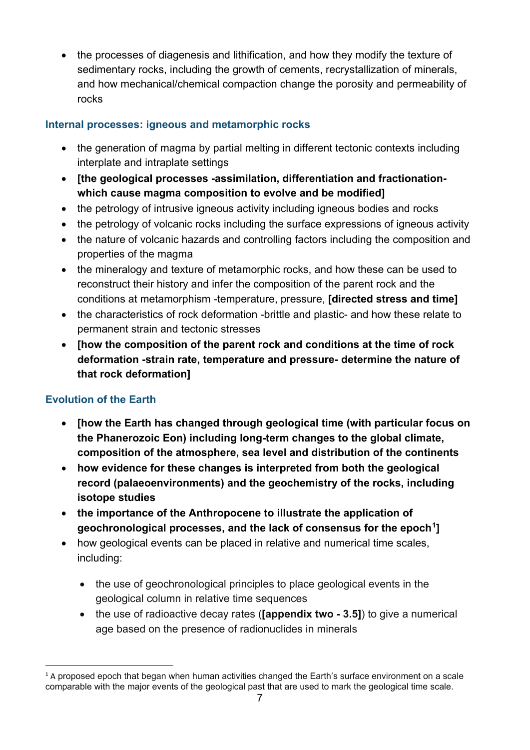- the processes of diagenesis and lithification, and how they modify the texture of sedimentary rocks, including the growth of cements, recrystallization of minerals, and how mechanical/chemical compaction change the porosity and permeability of rocks

### Internal processes: igneous and metamorphic rocks

- the generation of magma by partial melting in different tectonic contexts including interplate and intraplate settings
- **[the geological processes -assimilation, differentiation and fractionation- which cause magma composition to evolve and be modified]**
- the petrology of intrusive igneous activity including igneous bodies and rocks
- the petrology of volcanic rocks including the surface expressions of igneous activity
- the nature of volcanic hazards and controlling factors including the composition and properties of the magma
- the mineralogy and texture of metamorphic rocks, and how these can be used to reconstruct their history and infer the composition of the parent rock and the conditions at metamorphism -temperature, pressure, **[directed stress and time]**
- the characteristics of rock deformation -brittle and plastic- and how these relate to permanent strain and tectonic stresses
- **[how the composition of the parent rock and conditions at the time of rock deformation -strain rate, temperature and pressure- determine the nature of that rock deformation]**

### Evolution of the Earth

- **[how the Earth has changed through geological time (with particular focus on the Phanerozoic Eon) including long-term changes to the global climate, composition of the atmosphere, sea level and distribution of the continents**
- **how evidence for these changes is interpreted from both the geological record (palaeoenvironments) and the geochemistry of the rocks, including isotope studies**
- **the importance of the Anthropocene to illustrate the application of geochronological processes, and the lack of consensus for the epoch[1]]**
- how geological events can be placed in relative and numerical time scales, including:
  - the use of geochronological principles to place geological events in the geological column in relative time sequences
  - the use of radioactive decay rates (**[appendix two - 3.5]**) to give a numerical age based on the presence of radionuclides in minerals

[1] A proposed epoch that began when human activities changed the Earth's surface environment on a scale comparable with the major events of the geological past that are used to mark the geological time scale.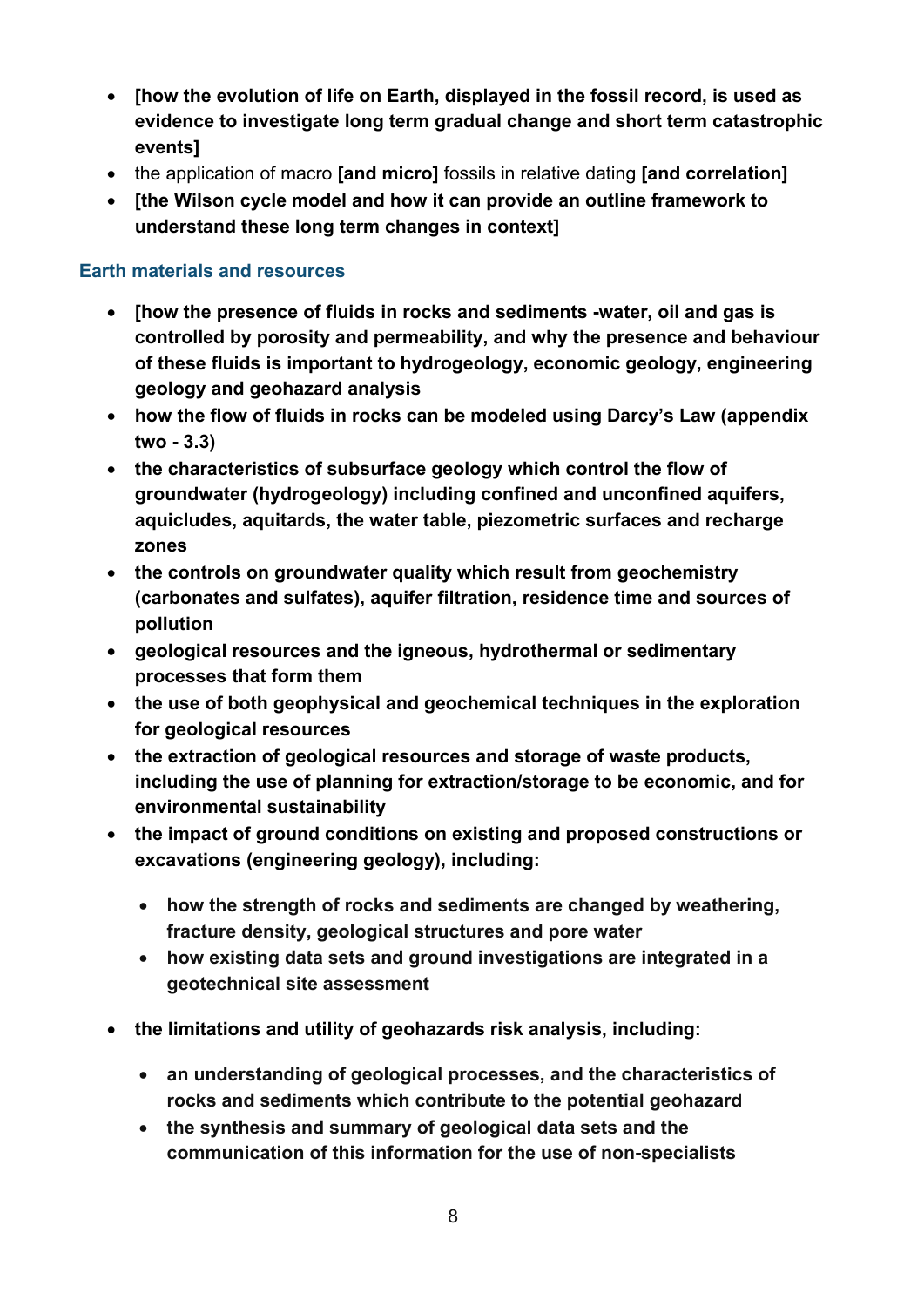- **[how the evolution of life on Earth, displayed in the fossil record, is used as evidence to investigate long term gradual change and short term catastrophic events]**
- the application of macro **[and micro]** fossils in relative dating **[and correlation]**
- **[the Wilson cycle model and how it can provide an outline framework to understand these long term changes in context]**

### Earth materials and resources

- **[how the presence of fluids in rocks and sediments -water, oil and gas is controlled by porosity and permeability, and why the presence and behaviour of these fluids is important to hydrogeology, economic geology, engineering geology and geohazard analysis**
- **how the flow of fluids in rocks can be modeled using Darcy's Law (appendix two - 3.3)**
- **the characteristics of subsurface geology which control the flow of groundwater (hydrogeology) including confined and unconfined aquifers, aquicludes, aquitards, the water table, piezometric surfaces and recharge zones**
- **the controls on groundwater quality which result from geochemistry (carbonates and sulfates), aquifer filtration, residence time and sources of pollution**
- **geological resources and the igneous, hydrothermal or sedimentary processes that form them**
- **the use of both geophysical and geochemical techniques in the exploration for geological resources**
- **the extraction of geological resources and storage of waste products, including the use of planning for extraction/storage to be economic, and for environmental sustainability**
- **the impact of ground conditions on existing and proposed constructions or excavations (engineering geology), including:**
    - **how the strength of rocks and sediments are changed by weathering, fracture density, geological structures and pore water**
    - **how existing data sets and ground investigations are integrated in a geotechnical site assessment**
- **the limitations and utility of geohazards risk analysis, including:**
    - **an understanding of geological processes, and the characteristics of rocks and sediments which contribute to the potential geohazard**
    - **the synthesis and summary of geological data sets and the communication of this information for the use of non-specialists**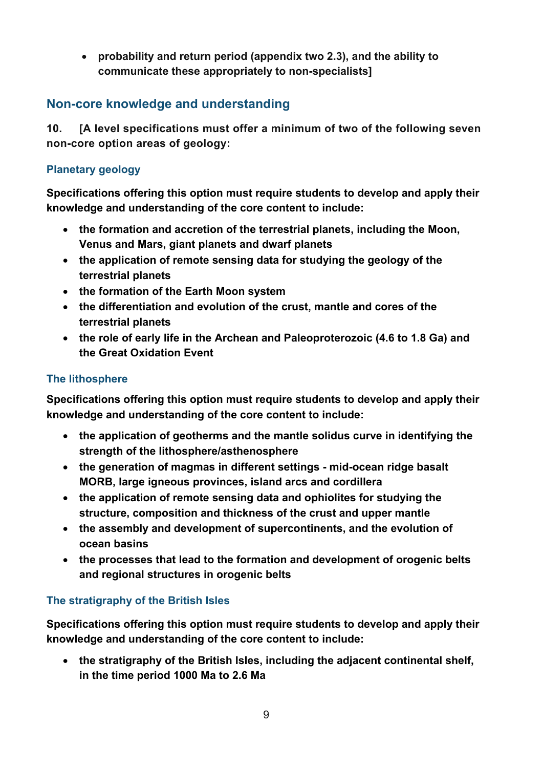- **probability and return period (appendix two 2.3), and the ability to communicate these appropriately to non-specialists]**

## Non-core knowledge and understanding

**10. [A level specifications must offer a minimum of two of the following seven non-core option areas of geology:**

### Planetary geology

**Specifications offering this option must require students to develop and apply their knowledge and understanding of the core content to include:**

- **the formation and accretion of the terrestrial planets, including the Moon, Venus and Mars, giant planets and dwarf planets**
- **the application of remote sensing data for studying the geology of the terrestrial planets**
- **the formation of the Earth Moon system**
- **the differentiation and evolution of the crust, mantle and cores of the terrestrial planets**
- **the role of early life in the Archean and Paleoproterozoic (4.6 to 1.8 Ga) and the Great Oxidation Event**

### The lithosphere

**Specifications offering this option must require students to develop and apply their knowledge and understanding of the core content to include:**

- **the application of geotherms and the mantle solidus curve in identifying the strength of the lithosphere/asthenosphere**
- **the generation of magmas in different settings - mid-ocean ridge basalt MORB, large igneous provinces, island arcs and cordillera**
- **the application of remote sensing data and ophiolites for studying the structure, composition and thickness of the crust and upper mantle**
- **the assembly and development of supercontinents, and the evolution of ocean basins**
- **the processes that lead to the formation and development of orogenic belts and regional structures in orogenic belts**

### The stratigraphy of the British Isles

**Specifications offering this option must require students to develop and apply their knowledge and understanding of the core content to include:**

- **the stratigraphy of the British Isles, including the adjacent continental shelf, in the time period 1000 Ma to 2.6 Ma**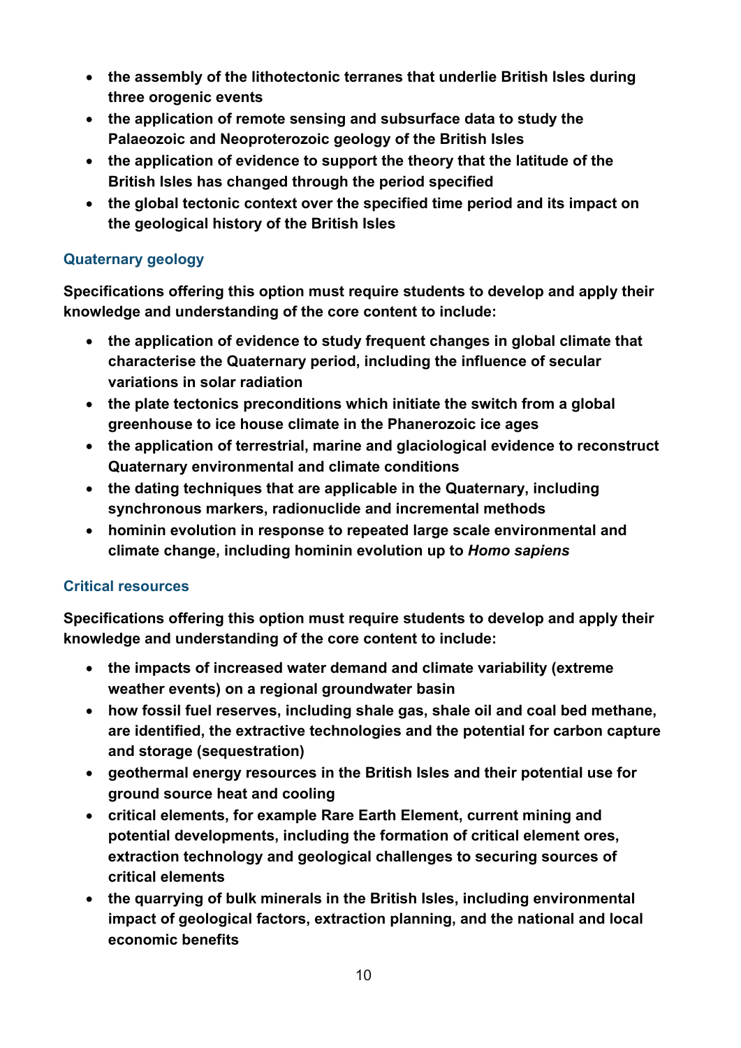- **the assembly of the lithotectonic terranes that underlie British Isles during three orogenic events**
- **the application of remote sensing and subsurface data to study the Palaeozoic and Neoproterozoic geology of the British Isles**
- **the application of evidence to support the theory that the latitude of the British Isles has changed through the period specified**
- **the global tectonic context over the specified time period and its impact on the geological history of the British Isles**

### Quaternary geology

**Specifications offering this option must require students to develop and apply their knowledge and understanding of the core content to include:**

- **the application of evidence to study frequent changes in global climate that characterise the Quaternary period, including the influence of secular variations in solar radiation**
- **the plate tectonics preconditions which initiate the switch from a global greenhouse to ice house climate in the Phanerozoic ice ages**
- **the application of terrestrial, marine and glaciological evidence to reconstruct Quaternary environmental and climate conditions**
- **the dating techniques that are applicable in the Quaternary, including synchronous markers, radionuclide and incremental methods**
- **hominin evolution in response to repeated large scale environmental and climate change, including hominin evolution up to *Homo sapiens***

### Critical resources

**Specifications offering this option must require students to develop and apply their knowledge and understanding of the core content to include:**

- **the impacts of increased water demand and climate variability (extreme weather events) on a regional groundwater basin**
- **how fossil fuel reserves, including shale gas, shale oil and coal bed methane, are identified, the extractive technologies and the potential for carbon capture and storage (sequestration)**
- **geothermal energy resources in the British Isles and their potential use for ground source heat and cooling**
- **critical elements, for example Rare Earth Element, current mining and potential developments, including the formation of critical element ores, extraction technology and geological challenges to securing sources of critical elements**
- **the quarrying of bulk minerals in the British Isles, including environmental impact of geological factors, extraction planning, and the national and local economic benefits**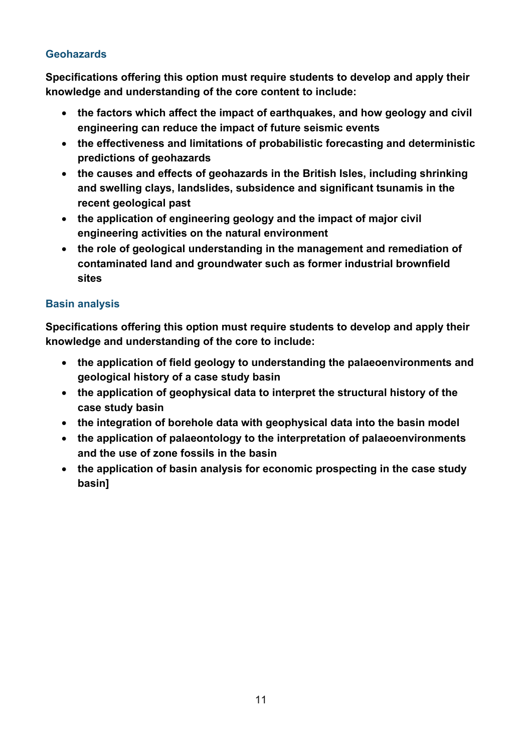### Geohazards

**Specifications offering this option must require students to develop and apply their knowledge and understanding of the core content to include:**

- **the factors which affect the impact of earthquakes, and how geology and civil engineering can reduce the impact of future seismic events**
- **the effectiveness and limitations of probabilistic forecasting and deterministic predictions of geohazards**
- **the causes and effects of geohazards in the British Isles, including shrinking and swelling clays, landslides, subsidence and significant tsunamis in the recent geological past**
- **the application of engineering geology and the impact of major civil engineering activities on the natural environment**
- **the role of geological understanding in the management and remediation of contaminated land and groundwater such as former industrial brownfield sites**

### Basin analysis

**Specifications offering this option must require students to develop and apply their knowledge and understanding of the core to include:**

- **the application of field geology to understanding the palaeoenvironments and geological history of a case study basin**
- **the application of geophysical data to interpret the structural history of the case study basin**
- **the integration of borehole data with geophysical data into the basin model**
- **the application of palaeontology to the interpretation of palaeoenvironments and the use of zone fossils in the basin**
- **the application of basin analysis for economic prospecting in the case study basin]**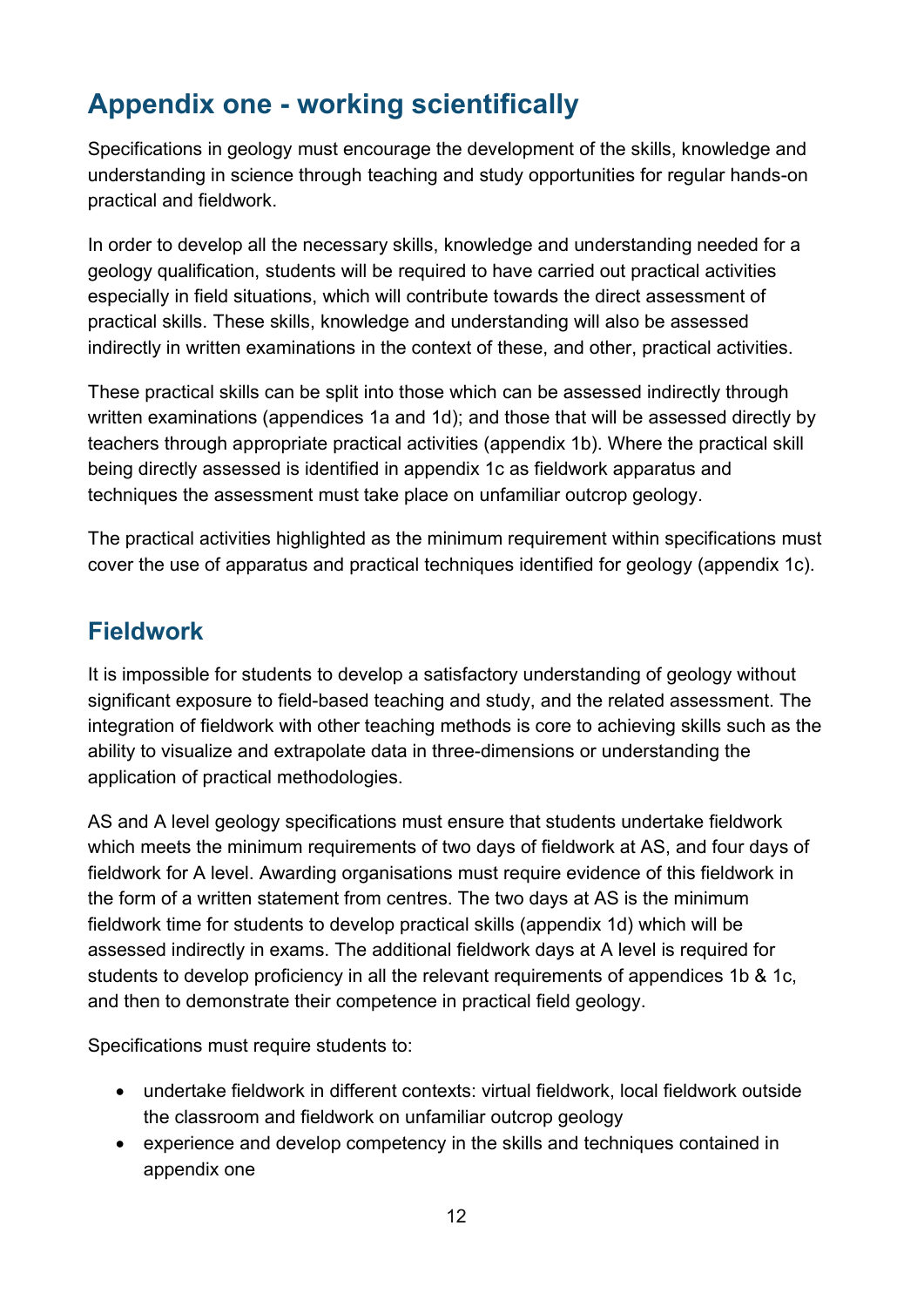# Appendix one - working scientifically

Specifications in geology must encourage the development of the skills, knowledge and understanding in science through teaching and study opportunities for regular hands-on practical and fieldwork.

In order to develop all the necessary skills, knowledge and understanding needed for a geology qualification, students will be required to have carried out practical activities especially in field situations, which will contribute towards the direct assessment of practical skills. These skills, knowledge and understanding will also be assessed indirectly in written examinations in the context of these, and other, practical activities.

These practical skills can be split into those which can be assessed indirectly through written examinations (appendices 1a and 1d); and those that will be assessed directly by teachers through appropriate practical activities (appendix 1b). Where the practical skill being directly assessed is identified in appendix 1c as fieldwork apparatus and techniques the assessment must take place on unfamiliar outcrop geology.

The practical activities highlighted as the minimum requirement within specifications must cover the use of apparatus and practical techniques identified for geology (appendix 1c).

## Fieldwork

It is impossible for students to develop a satisfactory understanding of geology without significant exposure to field-based teaching and study, and the related assessment. The integration of fieldwork with other teaching methods is core to achieving skills such as the ability to visualize and extrapolate data in three-dimensions or understanding the application of practical methodologies.

AS and A level geology specifications must ensure that students undertake fieldwork which meets the minimum requirements of two days of fieldwork at AS, and four days of fieldwork for A level. Awarding organisations must require evidence of this fieldwork in the form of a written statement from centres. The two days at AS is the minimum fieldwork time for students to develop practical skills (appendix 1d) which will be assessed indirectly in exams. The additional fieldwork days at A level is required for students to develop proficiency in all the relevant requirements of appendices 1b & 1c, and then to demonstrate their competence in practical field geology.

Specifications must require students to:

- undertake fieldwork in different contexts: virtual fieldwork, local fieldwork outside the classroom and fieldwork on unfamiliar outcrop geology
- experience and develop competency in the skills and techniques contained in appendix one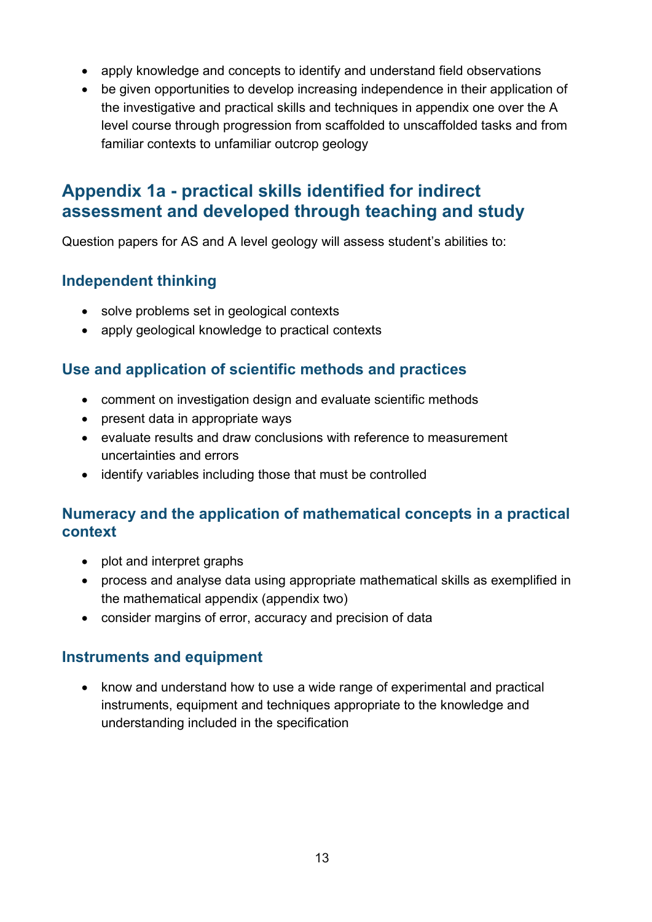- apply knowledge and concepts to identify and understand field observations
- be given opportunities to develop increasing independence in their application of the investigative and practical skills and techniques in appendix one over the A level course through progression from scaffolded to unscaffolded tasks and from familiar contexts to unfamiliar outcrop geology

## Appendix 1a - practical skills identified for indirect assessment and developed through teaching and study

Question papers for AS and A level geology will assess student's abilities to:

### Independent thinking

- solve problems set in geological contexts
- apply geological knowledge to practical contexts

### Use and application of scientific methods and practices

- comment on investigation design and evaluate scientific methods
- present data in appropriate ways
- evaluate results and draw conclusions with reference to measurement uncertainties and errors
- identify variables including those that must be controlled

### Numeracy and the application of mathematical concepts in a practical context

- plot and interpret graphs
- process and analyse data using appropriate mathematical skills as exemplified in the mathematical appendix (appendix two)
- consider margins of error, accuracy and precision of data

### Instruments and equipment

- know and understand how to use a wide range of experimental and practical instruments, equipment and techniques appropriate to the knowledge and understanding included in the specification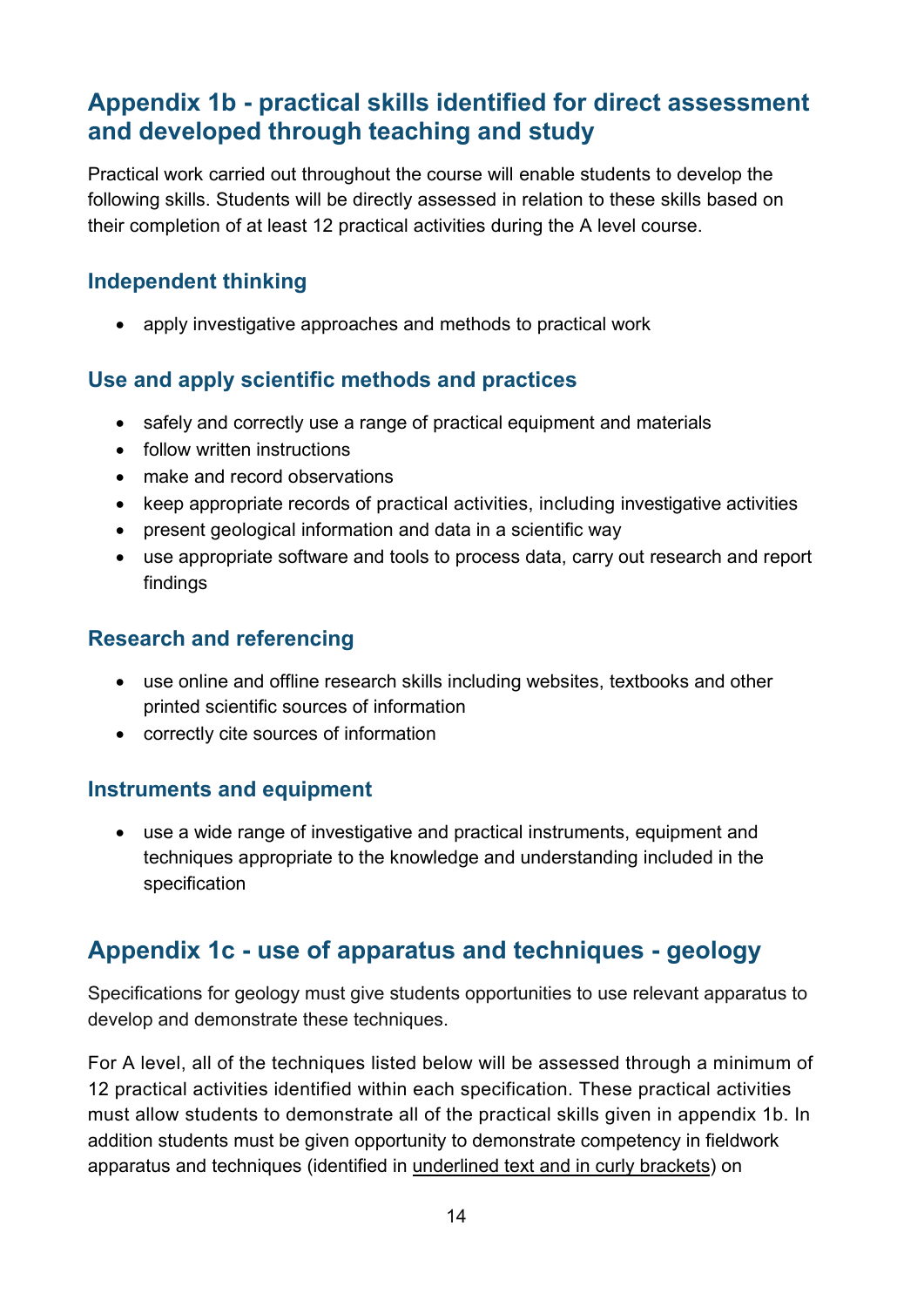## Appendix 1b - practical skills identified for direct assessment and developed through teaching and study

Practical work carried out throughout the course will enable students to develop the following skills. Students will be directly assessed in relation to these skills based on their completion of at least 12 practical activities during the A level course.

### Independent thinking

- apply investigative approaches and methods to practical work

### Use and apply scientific methods and practices

- safely and correctly use a range of practical equipment and materials
- follow written instructions
- make and record observations
- keep appropriate records of practical activities, including investigative activities
- present geological information and data in a scientific way
- use appropriate software and tools to process data, carry out research and report findings

### Research and referencing

- use online and offline research skills including websites, textbooks and other printed scientific sources of information
- correctly cite sources of information

### Instruments and equipment

- use a wide range of investigative and practical instruments, equipment and techniques appropriate to the knowledge and understanding included in the specification

## Appendix 1c - use of apparatus and techniques - geology

Specifications for geology must give students opportunities to use relevant apparatus to develop and demonstrate these techniques.

For A level, all of the techniques listed below will be assessed through a minimum of 12 practical activities identified within each specification. These practical activities must allow students to demonstrate all of the practical skills given in appendix 1b. In addition students must be given opportunity to demonstrate competency in fieldwork apparatus and techniques (identified in <u>underlined text and in curly brackets</u>) on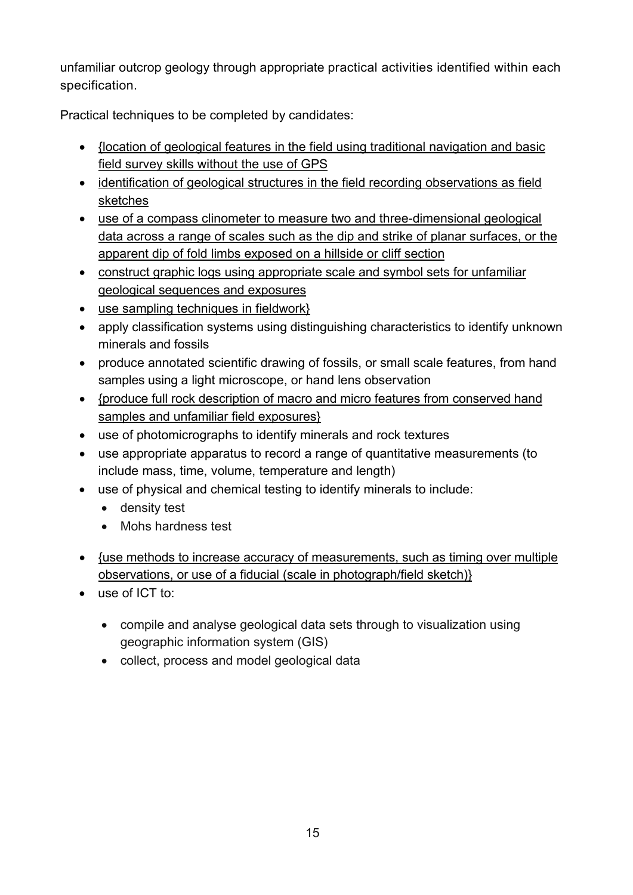unfamiliar outcrop geology through appropriate practical activities identified within each specification.

Practical techniques to be completed by candidates:

- <u>{location of geological features in the field using traditional navigation and basic field survey skills without the use of GPS</u>
- <u>identification of geological structures in the field recording observations as field sketches</u>
- <u>use of a compass clinometer to measure two and three-dimensional geological data across a range of scales such as the dip and strike of planar surfaces, or the apparent dip of fold limbs exposed on a hillside or cliff section</u>
- <u>construct graphic logs using appropriate scale and symbol sets for unfamiliar geological sequences and exposures</u>
- <u>use sampling techniques in fieldwork}</u>
- apply classification systems using distinguishing characteristics to identify unknown minerals and fossils
- produce annotated scientific drawing of fossils, or small scale features, from hand samples using a light microscope, or hand lens observation
- <u>{produce full rock description of macro and micro features from conserved hand samples and unfamiliar field exposures}</u>
- use of photomicrographs to identify minerals and rock textures
- use appropriate apparatus to record a range of quantitative measurements (to include mass, time, volume, temperature and length)
- use of physical and chemical testing to identify minerals to include:
  - density test
  - Mohs hardness test
- <u>{use methods to increase accuracy of measurements, such as timing over multiple observations, or use of a fiducial (scale in photograph/field sketch)}</u>
- use of ICT to:
  - compile and analyse geological data sets through to visualization using geographic information system (GIS)
  - collect, process and model geological data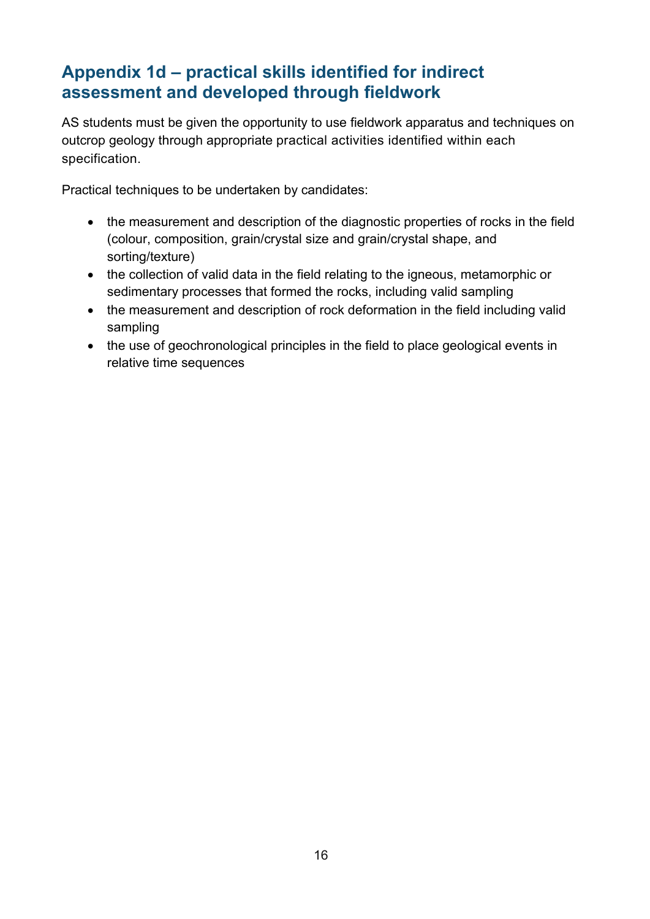## Appendix 1d – practical skills identified for indirect assessment and developed through fieldwork

AS students must be given the opportunity to use fieldwork apparatus and techniques on outcrop geology through appropriate practical activities identified within each specification.

Practical techniques to be undertaken by candidates:

- the measurement and description of the diagnostic properties of rocks in the field (colour, composition, grain/crystal size and grain/crystal shape, and sorting/texture)
- the collection of valid data in the field relating to the igneous, metamorphic or sedimentary processes that formed the rocks, including valid sampling
- the measurement and description of rock deformation in the field including valid sampling
- the use of geochronological principles in the field to place geological events in relative time sequences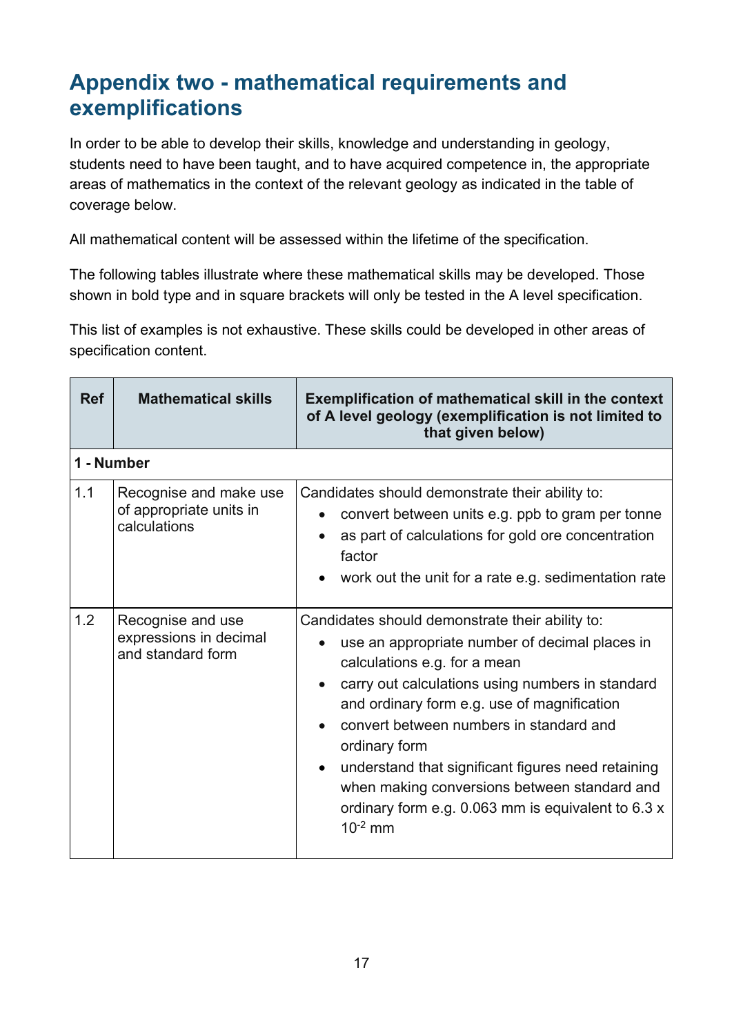## Appendix two - mathematical requirements and exemplifications

In order to be able to develop their skills, knowledge and understanding in geology, students need to have been taught, and to have acquired competence in, the appropriate areas of mathematics in the context of the relevant geology as indicated in the table of coverage below.

All mathematical content will be assessed within the lifetime of the specification.

The following tables illustrate where these mathematical skills may be developed. Those shown in bold type and in square brackets will only be tested in the A level specification.

This list of examples is not exhaustive. These skills could be developed in other areas of specification content.

| Ref | Mathematical skills | Exemplification of mathematical skill in the context of A level geology (exemplification is not limited to that given below) |
|---|---|---|
| **1 - Number** | | |
| 1.1 | Recognise and make use of appropriate units in calculations | Candidates should demonstrate their ability to:<br>• convert between units e.g. ppb to gram per tonne<br>• as part of calculations for gold ore concentration factor<br>• work out the unit for a rate e.g. sedimentation rate |
| 1.2 | Recognise and use expressions in decimal and standard form | Candidates should demonstrate their ability to:<br>• use an appropriate number of decimal places in calculations e.g. for a mean<br>• carry out calculations using numbers in standard and ordinary form e.g. use of magnification<br>• convert between numbers in standard and ordinary form<br>• understand that significant figures need retaining when making conversions between standard and ordinary form e.g. 0.063 mm is equivalent to $6.3 \times 10^{-2}$ mm |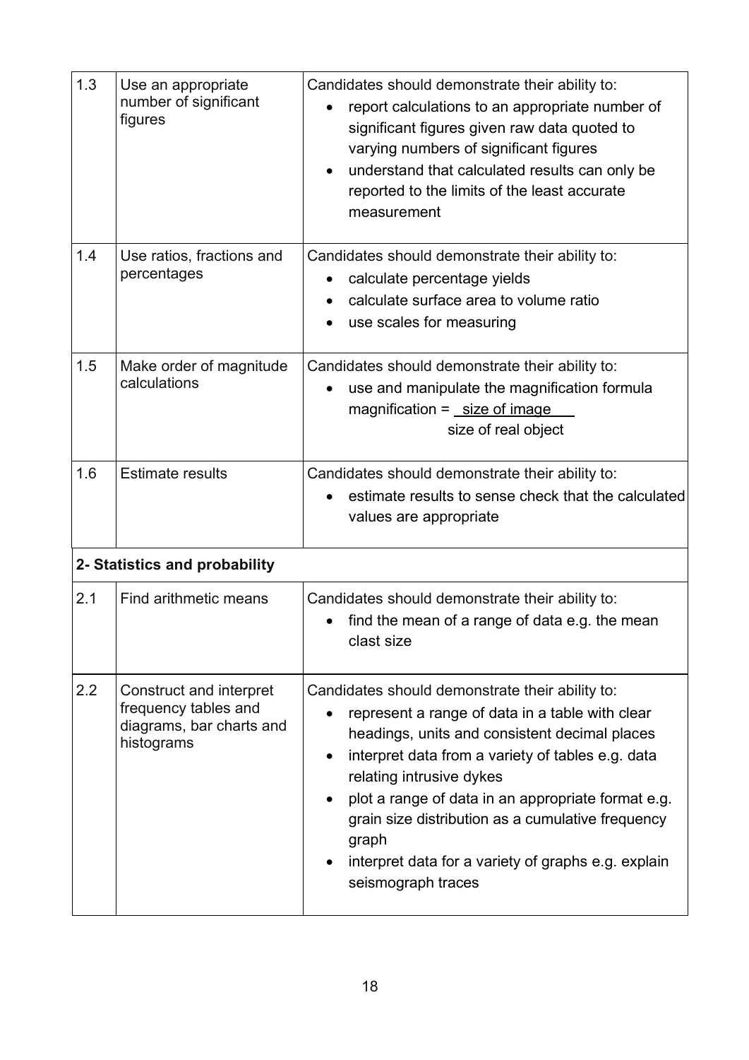| | | |
|---|---|---|
| 1.3 | Use an appropriate number of significant figures | Candidates should demonstrate their ability to:<br>• report calculations to an appropriate number of significant figures given raw data quoted to varying numbers of significant figures<br>• understand that calculated results can only be reported to the limits of the least accurate measurement |
| 1.4 | Use ratios, fractions and percentages | Candidates should demonstrate their ability to:<br>• calculate percentage yields<br>• calculate surface area to volume ratio<br>• use scales for measuring |
| 1.5 | Make order of magnitude calculations | Candidates should demonstrate their ability to:<br>• use and manipulate the magnification formula<br>$\text{magnification} = \frac{\text{size of image}}{\text{size of real object}}$ |
| 1.6 | Estimate results | Candidates should demonstrate their ability to:<br>• estimate results to sense check that the calculated values are appropriate |
| **2- Statistics and probability** | | |
| 2.1 | Find arithmetic means | Candidates should demonstrate their ability to:<br>• find the mean of a range of data e.g. the mean clast size |
| 2.2 | Construct and interpret frequency tables and diagrams, bar charts and histograms | Candidates should demonstrate their ability to:<br>• represent a range of data in a table with clear headings, units and consistent decimal places<br>• interpret data from a variety of tables e.g. data relating intrusive dykes<br>• plot a range of data in an appropriate format e.g. grain size distribution as a cumulative frequency graph<br>• interpret data for a variety of graphs e.g. explain seismograph traces |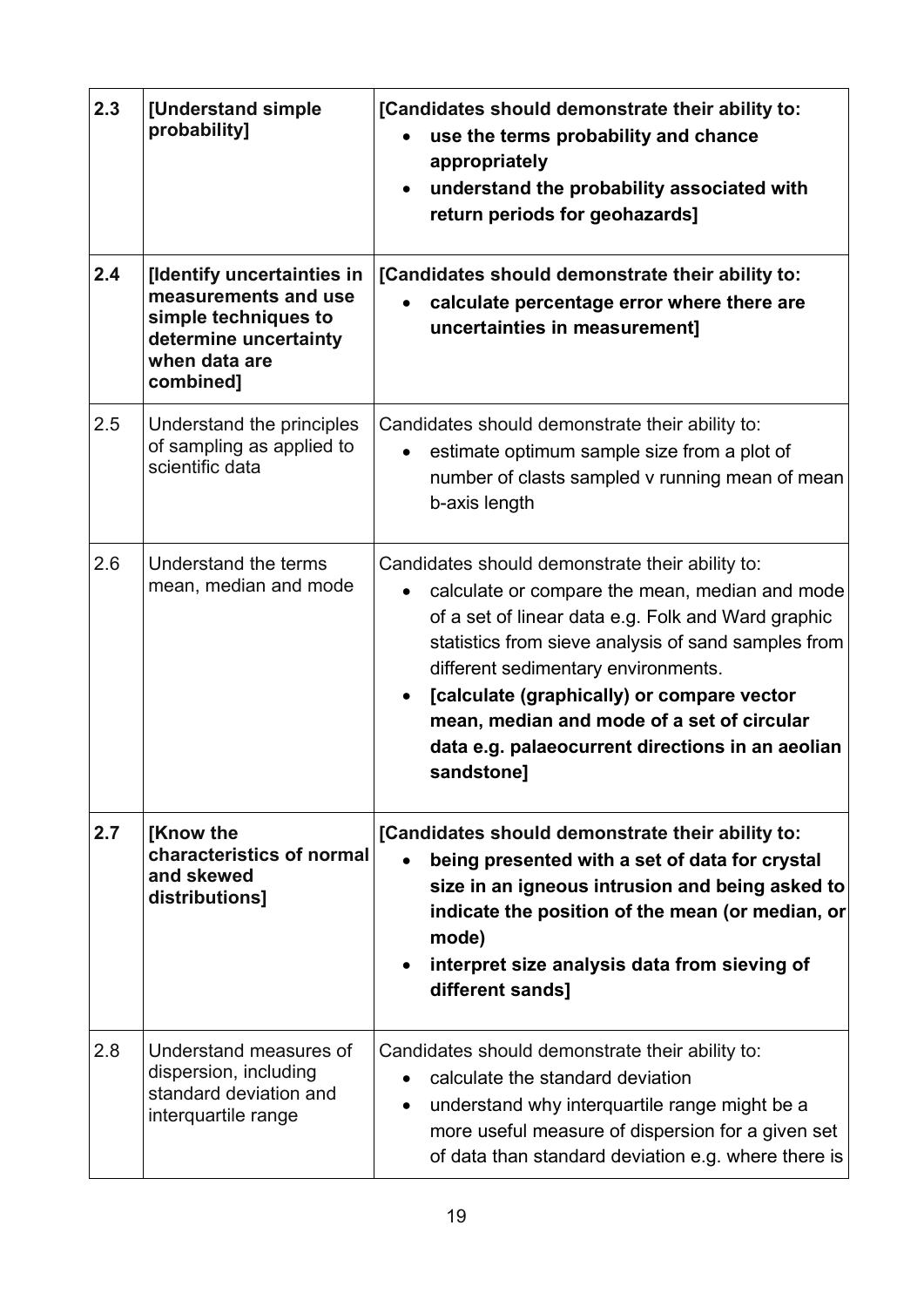| | | |
|---|---|---|
| **2.3** | **[Understand simple probability]** | **[Candidates should demonstrate their ability to:**<br>• **use the terms probability and chance appropriately**<br>• **understand the probability associated with return periods for geohazards]** |
| **2.4** | **[Identify uncertainties in measurements and use simple techniques to determine uncertainty when data are combined]** | **[Candidates should demonstrate their ability to:**<br>• **calculate percentage error where there are uncertainties in measurement]** |
| 2.5 | Understand the principles of sampling as applied to scientific data | Candidates should demonstrate their ability to:<br>• estimate optimum sample size from a plot of number of clasts sampled v running mean of mean b-axis length |
| 2.6 | Understand the terms mean, median and mode | Candidates should demonstrate their ability to:<br>• calculate or compare the mean, median and mode of a set of linear data e.g. Folk and Ward graphic statistics from sieve analysis of sand samples from different sedimentary environments.<br>• **[calculate (graphically) or compare vector mean, median and mode of a set of circular data e.g. palaeocurrent directions in an aeolian sandstone]** |
| **2.7** | **[Know the characteristics of normal and skewed distributions]** | **[Candidates should demonstrate their ability to:**<br>• **being presented with a set of data for crystal size in an igneous intrusion and being asked to indicate the position of the mean (or median, or mode)**<br>• **interpret size analysis data from sieving of different sands]** |
| 2.8 | Understand measures of dispersion, including standard deviation and interquartile range | Candidates should demonstrate their ability to:<br>• calculate the standard deviation<br>• understand why interquartile range might be a more useful measure of dispersion for a given set of data than standard deviation e.g. where there is |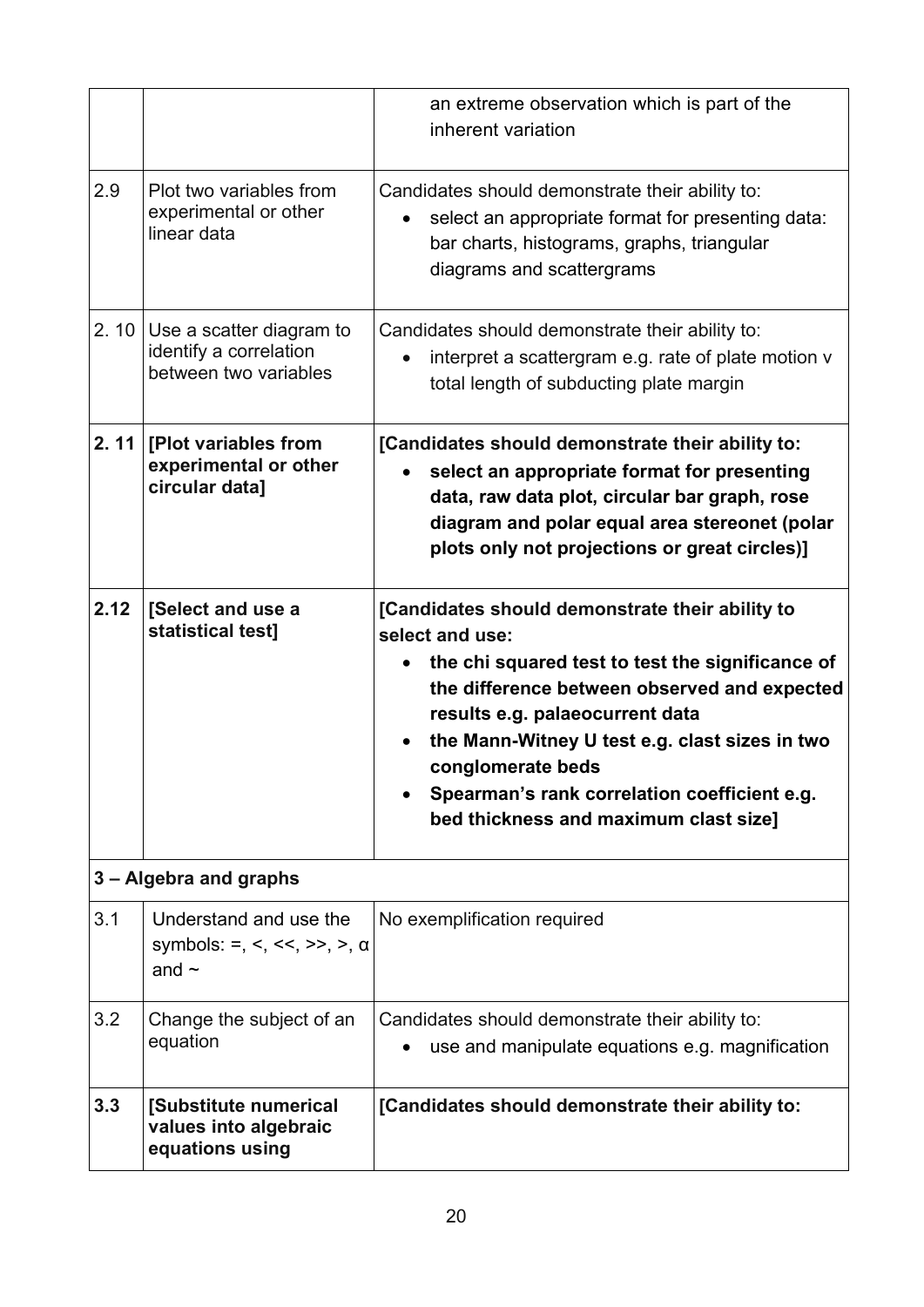| | | |
|---|---|---|
| | | an extreme observation which is part of the inherent variation |
| 2.9 | Plot two variables from experimental or other linear data | Candidates should demonstrate their ability to:<br>• select an appropriate format for presenting data: bar charts, histograms, graphs, triangular diagrams and scattergrams |
| 2. 10 | Use a scatter diagram to identify a correlation between two variables | Candidates should demonstrate their ability to:<br>• interpret a scattergram e.g. rate of plate motion v total length of subducting plate margin |
| **2. 11** | **[Plot variables from experimental or other circular data]** | **[Candidates should demonstrate their ability to:**<br>• **select an appropriate format for presenting data, raw data plot, circular bar graph, rose diagram and polar equal area stereonet (polar plots only not projections or great circles)]** |
| **2.12** | **[Select and use a statistical test]** | **[Candidates should demonstrate their ability to select and use:**<br>• **the chi squared test to test the significance of the difference between observed and expected results e.g. palaeocurrent data**<br>• **the Mann-Witney U test e.g. clast sizes in two conglomerate beds**<br>• **Spearman's rank correlation coefficient e.g. bed thickness and maximum clast size]** |
| **3 – Algebra and graphs** | | |
| 3.1 | Understand and use the symbols: =, <, <<, >>, >, $\alpha$ and ~ | No exemplification required |
| 3.2 | Change the subject of an equation | Candidates should demonstrate their ability to:<br>• use and manipulate equations e.g. magnification |
| **3.3** | **[Substitute numerical values into algebraic equations using** | **[Candidates should demonstrate their ability to:** |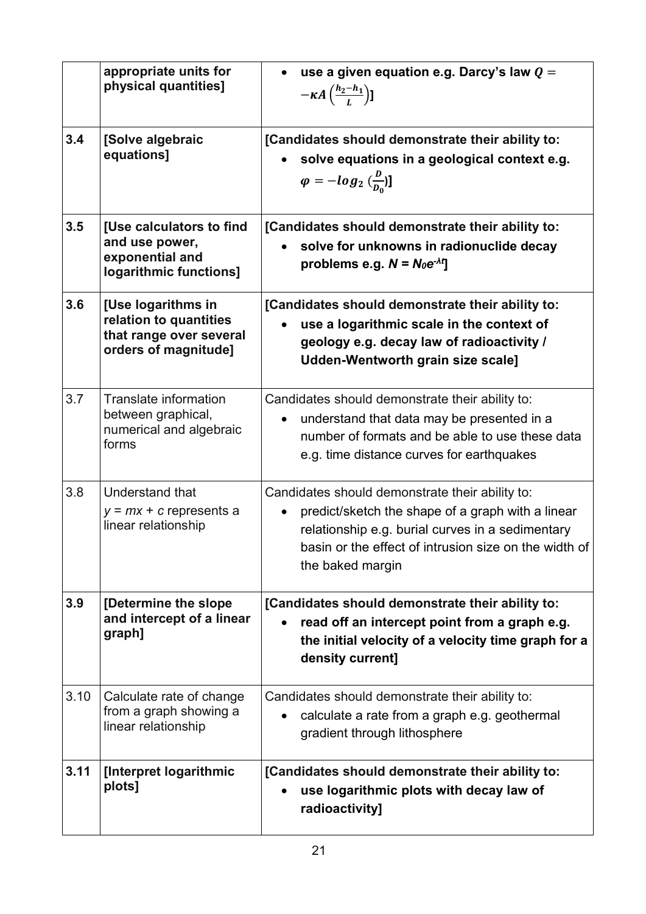| | | |
|---|---|---|
| | **appropriate units for physical quantities]** | • **use a given equation e.g. Darcy's law $Q = -\kappa A\left(\frac{h_2-h_1}{L}\right)$]** |
| **3.4** | **[Solve algebraic equations]** | **[Candidates should demonstrate their ability to:** <br> • **solve equations in a geological context e.g. $\varphi = -log_2\,(\frac{D}{D_0})$]** |
| **3.5** | **[Use calculators to find and use power, exponential and logarithmic functions]** | **[Candidates should demonstrate their ability to:** <br> • **solve for unknowns in radionuclide decay problems e.g. $N = N_0e^{-\lambda t}$]** |
| **3.6** | **[Use logarithms in relation to quantities that range over several orders of magnitude]** | **[Candidates should demonstrate their ability to:** <br> • **use a logarithmic scale in the context of geology e.g. decay law of radioactivity / Udden-Wentworth grain size scale]** |
| 3.7 | Translate information between graphical, numerical and algebraic forms | Candidates should demonstrate their ability to: <br> • understand that data may be presented in a number of formats and be able to use these data e.g. time distance curves for earthquakes |
| 3.8 | Understand that $y = mx + c$ represents a linear relationship | Candidates should demonstrate their ability to: <br> • predict/sketch the shape of a graph with a linear relationship e.g. burial curves in a sedimentary basin or the effect of intrusion size on the width of the baked margin |
| **3.9** | **[Determine the slope and intercept of a linear graph]** | **[Candidates should demonstrate their ability to:** <br> • **read off an intercept point from a graph e.g. the initial velocity of a velocity time graph for a density current]** |
| 3.10 | Calculate rate of change from a graph showing a linear relationship | Candidates should demonstrate their ability to: <br> • calculate a rate from a graph e.g. geothermal gradient through lithosphere |
| **3.11** | **[Interpret logarithmic plots]** | **[Candidates should demonstrate their ability to:** <br> • **use logarithmic plots with decay law of radioactivity]** |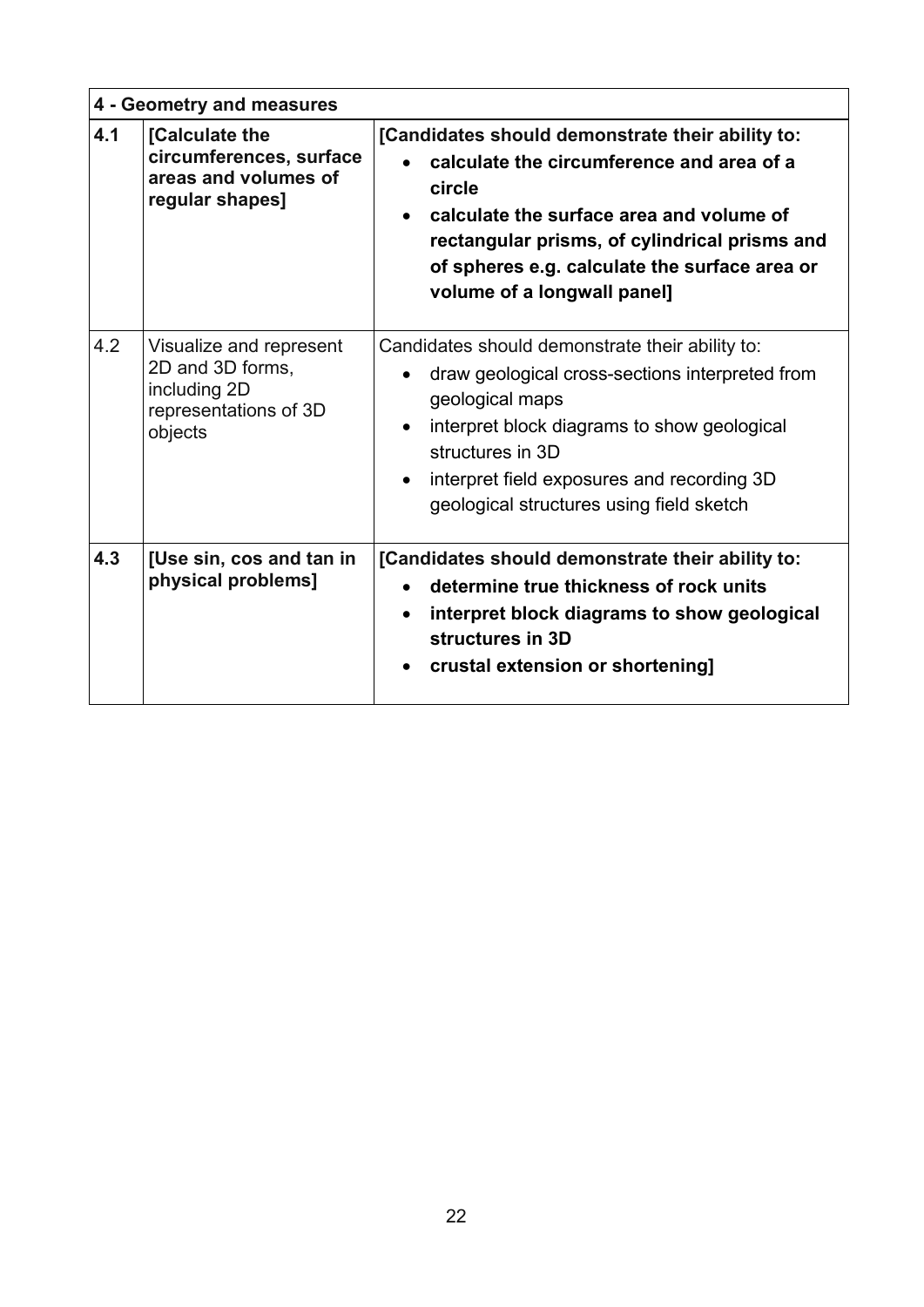| 4 - Geometry and measures | | |
|---|---|---|
| **4.1** | **[Calculate the circumferences, surface areas and volumes of regular shapes]** | **[Candidates should demonstrate their ability to:**<br>• **calculate the circumference and area of a circle**<br>• **calculate the surface area and volume of rectangular prisms, of cylindrical prisms and of spheres e.g. calculate the surface area or volume of a longwall panel]** |
| 4.2 | Visualize and represent 2D and 3D forms, including 2D representations of 3D objects | Candidates should demonstrate their ability to:<br>• draw geological cross-sections interpreted from geological maps<br>• interpret block diagrams to show geological structures in 3D<br>• interpret field exposures and recording 3D geological structures using field sketch |
| **4.3** | **[Use sin, cos and tan in physical problems]** | **[Candidates should demonstrate their ability to:**<br>• **determine true thickness of rock units**<br>• **interpret block diagrams to show geological structures in 3D**<br>• **crustal extension or shortening]** |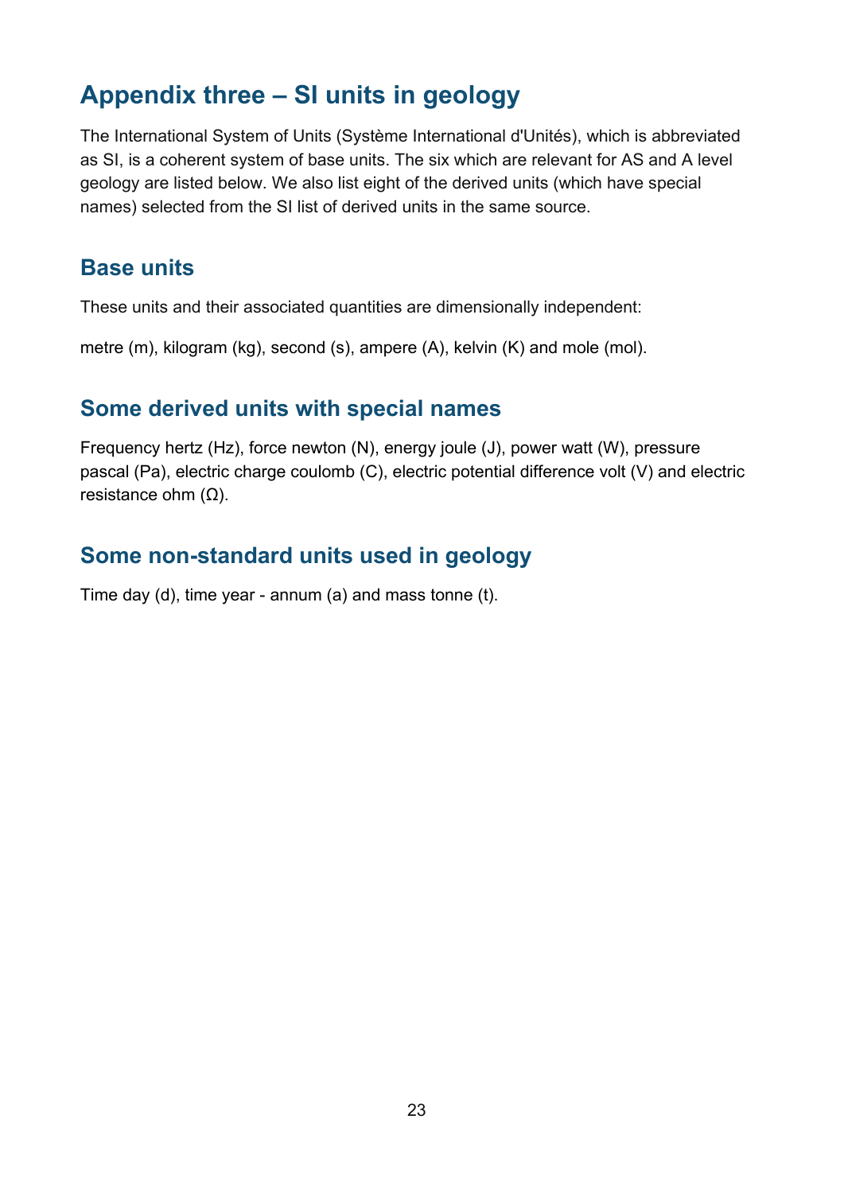# Appendix three – SI units in geology

The International System of Units (Système International d'Unités), which is abbreviated as SI, is a coherent system of base units. The six which are relevant for AS and A level geology are listed below. We also list eight of the derived units (which have special names) selected from the SI list of derived units in the same source.

## Base units

These units and their associated quantities are dimensionally independent:

metre (m), kilogram (kg), second (s), ampere (A), kelvin (K) and mole (mol).

## Some derived units with special names

Frequency hertz (Hz), force newton (N), energy joule (J), power watt (W), pressure pascal (Pa), electric charge coulomb (C), electric potential difference volt (V) and electric resistance ohm (Ω).

## Some non-standard units used in geology

Time day (d), time year - annum (a) and mass tonne (t).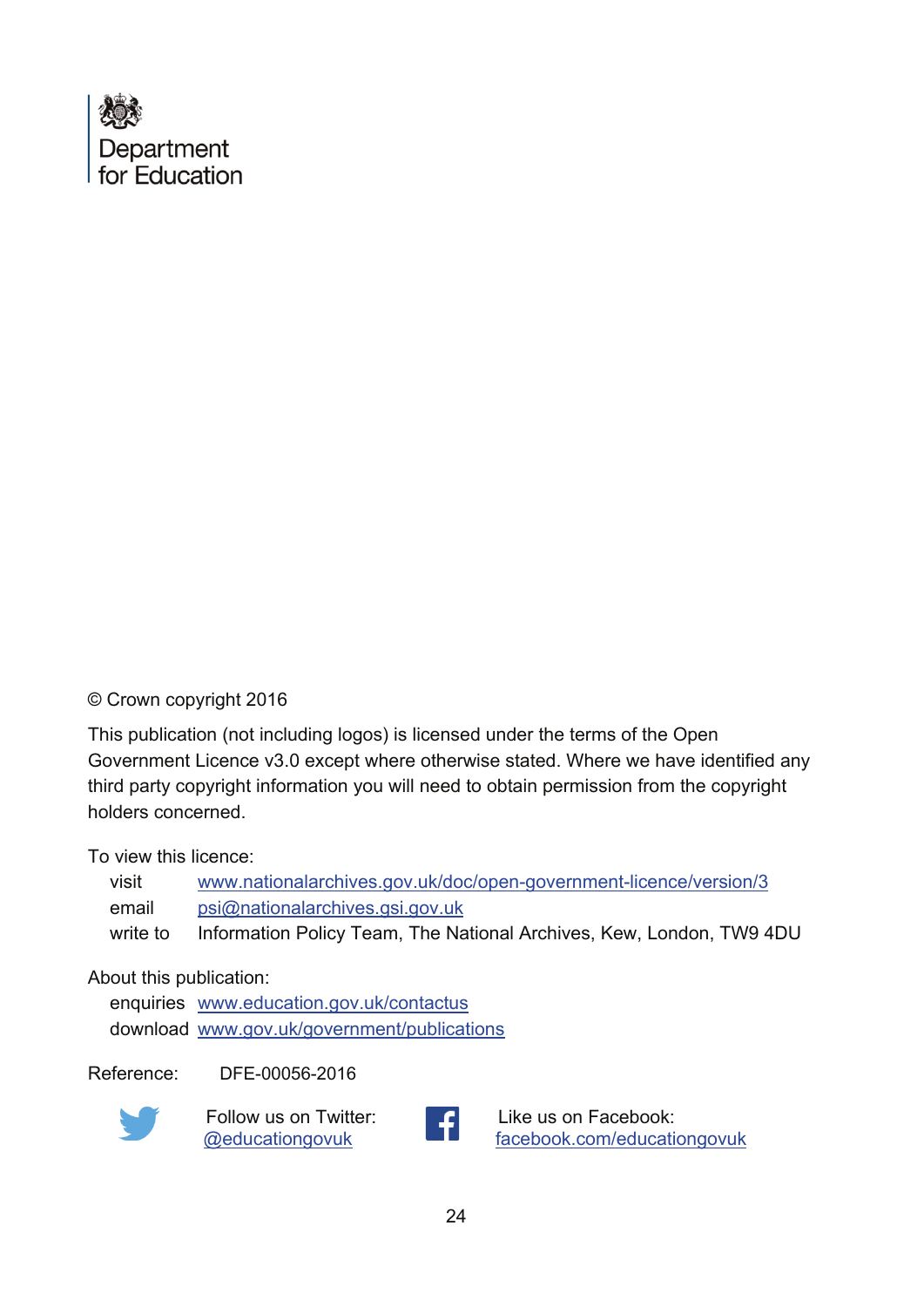Department
for Education

© Crown copyright 2016

This publication (not including logos) is licensed under the terms of the Open Government Licence v3.0 except where otherwise stated. Where we have identified any third party copyright information you will need to obtain permission from the copyright holders concerned.

To view this licence:

visit www.nationalarchives.gov.uk/doc/open-government-licence/version/3
email psi@nationalarchives.gsi.gov.uk
write to Information Policy Team, The National Archives, Kew, London, TW9 4DU

About this publication:

enquiries www.education.gov.uk/contactus
download www.gov.uk/government/publications

Reference: DFE-00056-2016

Follow us on Twitter: @educationgovuk

Like us on Facebook: facebook.com/educationgovuk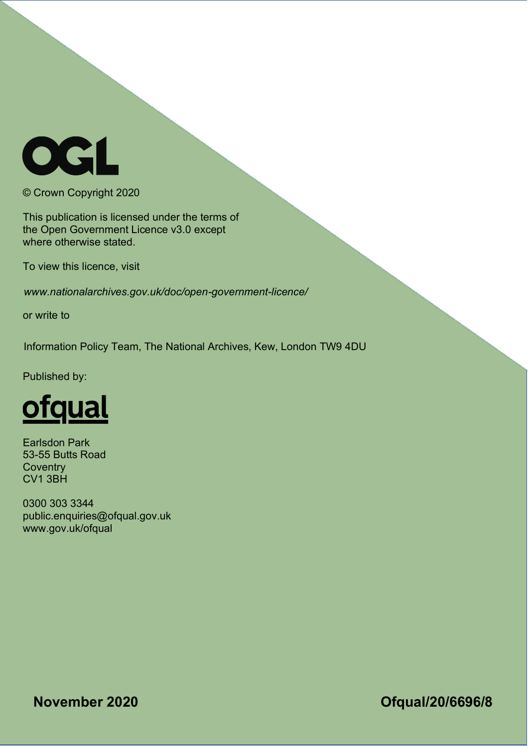OGL

© Crown Copyright 2020

This publication is licensed under the terms of the Open Government Licence v3.0 except where otherwise stated.

To view this licence, visit

*www.nationalarchives.gov.uk/doc/open-government-licence/*

or write to

Information Policy Team, The National Archives, Kew, London TW9 4DU

Published by:

ofqual

Earlsdon Park
53-55 Butts Road
Coventry
CV1 3BH

0300 303 3344
public.enquiries@ofqual.gov.uk
www.gov.uk/ofqual

**November 2020** **Ofqual/20/6696/8**